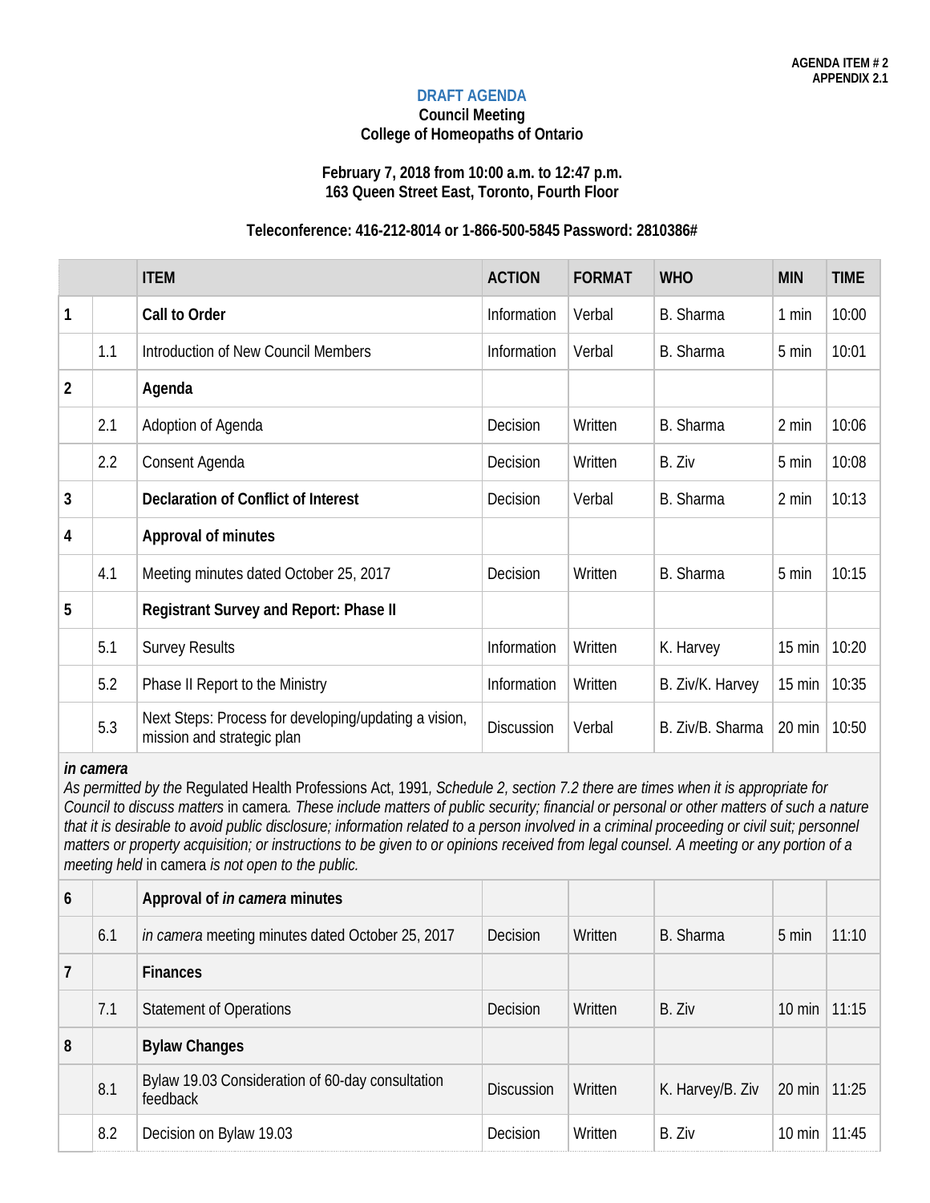AGENDA ITEM # 2
APPENDIX 2.1

# DRAFT AGENDA

**Council Meeting**
**College of Homeopaths of Ontario**

**February 7, 2018 from 10:00 a.m. to 12:47 p.m.**
**163 Queen Street East, Toronto, Fourth Floor**

**Teleconference: 416-212-8014 or 1-866-500-5845 Password: 2810386#**

| | | ITEM | ACTION | FORMAT | WHO | MIN | TIME |
|---|---|---|---|---|---|---|---|
| 1 | | **Call to Order** | Information | Verbal | B. Sharma | 1 min | 10:00 |
| | 1.1 | Introduction of New Council Members | Information | Verbal | B. Sharma | 5 min | 10:01 |
| 2 | | **Agenda** | | | | | |
| | 2.1 | Adoption of Agenda | Decision | Written | B. Sharma | 2 min | 10:06 |
| | 2.2 | Consent Agenda | Decision | Written | B. Ziv | 5 min | 10:08 |
| 3 | | **Declaration of Conflict of Interest** | Decision | Verbal | B. Sharma | 2 min | 10:13 |
| 4 | | **Approval of minutes** | | | | | |
| | 4.1 | Meeting minutes dated October 25, 2017 | Decision | Written | B. Sharma | 5 min | 10:15 |
| 5 | | **Registrant Survey and Report: Phase II** | | | | | |
| | 5.1 | Survey Results | Information | Written | K. Harvey | 15 min | 10:20 |
| | 5.2 | Phase II Report to the Ministry | Information | Written | B. Ziv/K. Harvey | 15 min | 10:35 |
| | 5.3 | Next Steps: Process for developing/updating a vision, mission and strategic plan | Discussion | Verbal | B. Ziv/B. Sharma | 20 min | 10:50 |
| ***in camera*** *As permitted by the* Regulated Health Professions Act, 1991*, Schedule 2, section 7.2 there are times when it is appropriate for Council to discuss matters* in camera*. These include matters of public security; financial or personal or other matters of such a nature that it is desirable to avoid public disclosure; information related to a person involved in a criminal proceeding or civil suit; personnel matters or property acquisition; or instructions to be given to or opinions received from legal counsel. A meeting or any portion of a meeting held* in camera *is not open to the public.* | | | | | | | |
| 6 | | **Approval of *in camera* minutes** | | | | | |
| | 6.1 | *in camera* meeting minutes dated October 25, 2017 | Decision | Written | B. Sharma | 5 min | 11:10 |
| 7 | | **Finances** | | | | | |
| | 7.1 | Statement of Operations | Decision | Written | B. Ziv | 10 min | 11:15 |
| 8 | | **Bylaw Changes** | | | | | |
| | 8.1 | Bylaw 19.03 Consideration of 60-day consultation feedback | Discussion | Written | K. Harvey/B. Ziv | 20 min | 11:25 |
| | 8.2 | Decision on Bylaw 19.03 | Decision | Written | B. Ziv | 10 min | 11:45 |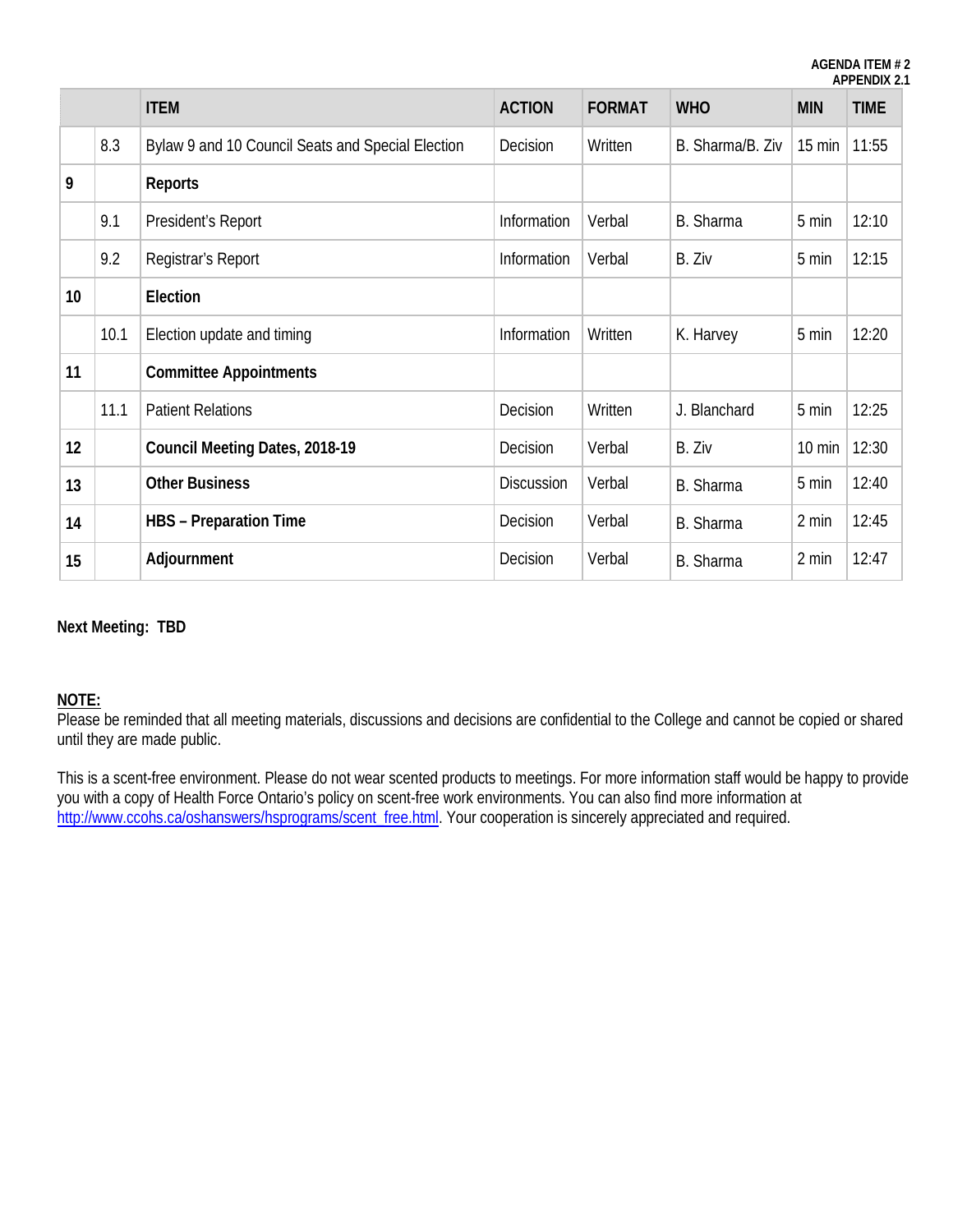AGENDA ITEM # 2
APPENDIX 2.1

| | | ITEM | ACTION | FORMAT | WHO | MIN | TIME |
|---|---|---|---|---|---|---|---|
| | 8.3 | Bylaw 9 and 10 Council Seats and Special Election | Decision | Written | B. Sharma/B. Ziv | 15 min | 11:55 |
| **9** | | **Reports** | | | | | |
| | 9.1 | President's Report | Information | Verbal | B. Sharma | 5 min | 12:10 |
| | 9.2 | Registrar's Report | Information | Verbal | B. Ziv | 5 min | 12:15 |
| **10** | | **Election** | | | | | |
| | 10.1 | Election update and timing | Information | Written | K. Harvey | 5 min | 12:20 |
| **11** | | **Committee Appointments** | | | | | |
| | 11.1 | Patient Relations | Decision | Written | J. Blanchard | 5 min | 12:25 |
| **12** | | **Council Meeting Dates, 2018-19** | Decision | Verbal | B. Ziv | 10 min | 12:30 |
| **13** | | **Other Business** | Discussion | Verbal | B. Sharma | 5 min | 12:40 |
| **14** | | **HBS – Preparation Time** | Decision | Verbal | B. Sharma | 2 min | 12:45 |
| **15** | | **Adjournment** | Decision | Verbal | B. Sharma | 2 min | 12:47 |

**Next Meeting: TBD**

**NOTE:**
Please be reminded that all meeting materials, discussions and decisions are confidential to the College and cannot be copied or shared until they are made public.

This is a scent-free environment. Please do not wear scented products to meetings. For more information staff would be happy to provide you with a copy of Health Force Ontario's policy on scent-free work environments. You can also find more information at http://www.ccohs.ca/oshanswers/hsprograms/scent_free.html. Your cooperation is sincerely appreciated and required.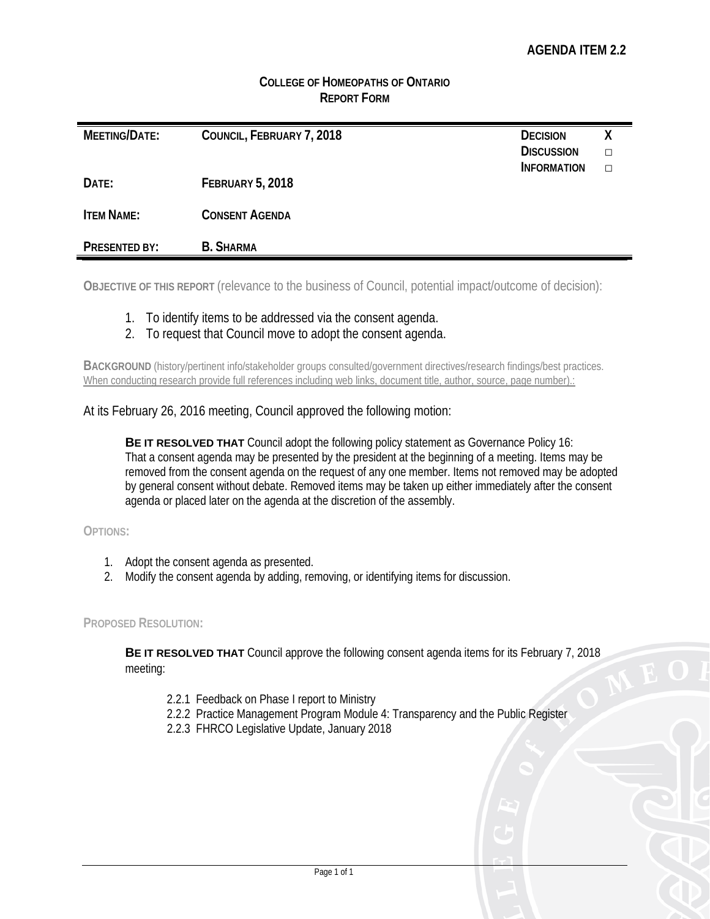**AGENDA ITEM 2.2**

**COLLEGE OF HOMEOPATHS OF ONTARIO**
**REPORT FORM**

| | | | |
|---|---|---|---|
| **MEETING/DATE:** | **COUNCIL, FEBRUARY 7, 2018** | **DECISION** | **X** |
| | | **DISCUSSION** | □ |
| | | **INFORMATION** | □ |
| **DATE:** | **FEBRUARY 5, 2018** | | |
| **ITEM NAME:** | **CONSENT AGENDA** | | |
| **PRESENTED BY:** | **B. SHARMA** | | |

**OBJECTIVE OF THIS REPORT** (relevance to the business of Council, potential impact/outcome of decision):

1. To identify items to be addressed via the consent agenda.
2. To request that Council move to adopt the consent agenda.

**BACKGROUND** (history/pertinent info/stakeholder groups consulted/government directives/research findings/best practices. When conducting research provide full references including web links, document title, author, source, page number).:

At its February 26, 2016 meeting, Council approved the following motion:

> **BE IT RESOLVED THAT** Council adopt the following policy statement as Governance Policy 16: That a consent agenda may be presented by the president at the beginning of a meeting. Items may be removed from the consent agenda on the request of any one member. Items not removed may be adopted by general consent without debate. Removed items may be taken up either immediately after the consent agenda or placed later on the agenda at the discretion of the assembly.

**OPTIONS:**

1. Adopt the consent agenda as presented.
2. Modify the consent agenda by adding, removing, or identifying items for discussion.

**PROPOSED RESOLUTION:**

> **BE IT RESOLVED THAT** Council approve the following consent agenda items for its February 7, 2018 meeting:
>
> 2.2.1 Feedback on Phase I report to Ministry
> 2.2.2 Practice Management Program Module 4: Transparency and the Public Register
> 2.2.3 FHRCO Legislative Update, January 2018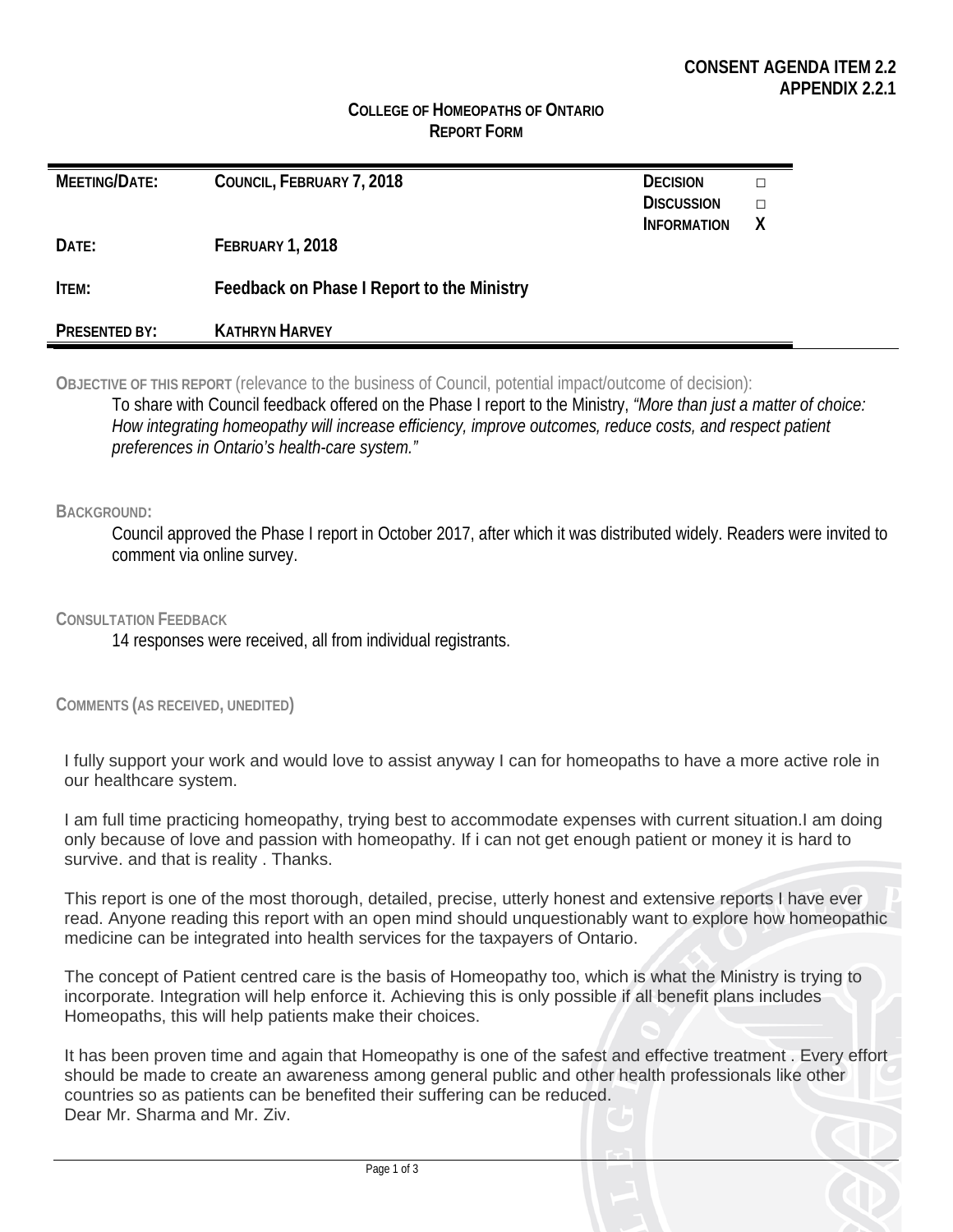**CONSENT AGENDA ITEM 2.2**
**APPENDIX 2.2.1**

**COLLEGE OF HOMEOPATHS OF ONTARIO**
**REPORT FORM**

| | | | |
|---|---|---|---|
| **MEETING/DATE:** | **COUNCIL, FEBRUARY 7, 2018** | **DECISION** | □ |
| | | **DISCUSSION** | □ |
| | | **INFORMATION** | **X** |
| **DATE:** | **FEBRUARY 1, 2018** | | |
| **ITEM:** | **Feedback on Phase I Report to the Ministry** | | |
| **PRESENTED BY:** | **KATHRYN HARVEY** | | |

**OBJECTIVE OF THIS REPORT** (relevance to the business of Council, potential impact/outcome of decision):

To share with Council feedback offered on the Phase I report to the Ministry, *"More than just a matter of choice: How integrating homeopathy will increase efficiency, improve outcomes, reduce costs, and respect patient preferences in Ontario's health-care system."*

**BACKGROUND:**

Council approved the Phase I report in October 2017, after which it was distributed widely. Readers were invited to comment via online survey.

**CONSULTATION FEEDBACK**

14 responses were received, all from individual registrants.

**COMMENTS (AS RECEIVED, UNEDITED)**

I fully support your work and would love to assist anyway I can for homeopaths to have a more active role in our healthcare system.

I am full time practicing homeopathy, trying best to accommodate expenses with current situation.I am doing only because of love and passion with homeopathy. If i can not get enough patient or money it is hard to survive. and that is reality . Thanks.

This report is one of the most thorough, detailed, precise, utterly honest and extensive reports I have ever read. Anyone reading this report with an open mind should unquestionably want to explore how homeopathic medicine can be integrated into health services for the taxpayers of Ontario.

The concept of Patient centred care is the basis of Homeopathy too, which is what the Ministry is trying to incorporate. Integration will help enforce it. Achieving this is only possible if all benefit plans includes Homeopaths, this will help patients make their choices.

It has been proven time and again that Homeopathy is one of the safest and effective treatment . Every effort should be made to create an awareness among general public and other health professionals like other countries so as patients can be benefited their suffering can be reduced.
Dear Mr. Sharma and Mr. Ziv.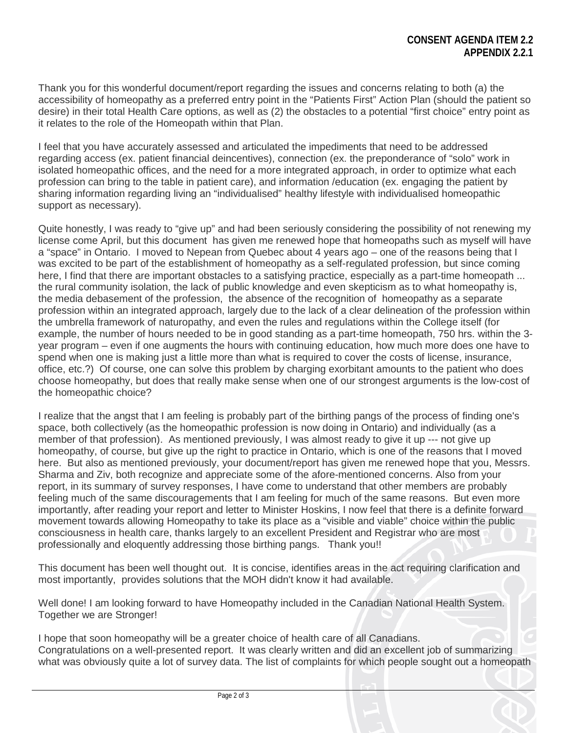**CONSENT AGENDA ITEM 2.2**
**APPENDIX 2.2.1**

Thank you for this wonderful document/report regarding the issues and concerns relating to both (a) the accessibility of homeopathy as a preferred entry point in the "Patients First" Action Plan (should the patient so desire) in their total Health Care options, as well as (2) the obstacles to a potential "first choice" entry point as it relates to the role of the Homeopath within that Plan.

I feel that you have accurately assessed and articulated the impediments that need to be addressed regarding access (ex. patient financial deincentives), connection (ex. the preponderance of "solo" work in isolated homeopathic offices, and the need for a more integrated approach, in order to optimize what each profession can bring to the table in patient care), and information /education (ex. engaging the patient by sharing information regarding living an "individualised" healthy lifestyle with individualised homeopathic support as necessary).

Quite honestly, I was ready to "give up" and had been seriously considering the possibility of not renewing my license come April, but this document has given me renewed hope that homeopaths such as myself will have a "space" in Ontario. I moved to Nepean from Quebec about 4 years ago – one of the reasons being that I was excited to be part of the establishment of homeopathy as a self-regulated profession, but since coming here, I find that there are important obstacles to a satisfying practice, especially as a part-time homeopath ... the rural community isolation, the lack of public knowledge and even skepticism as to what homeopathy is, the media debasement of the profession, the absence of the recognition of homeopathy as a separate profession within an integrated approach, largely due to the lack of a clear delineation of the profession within the umbrella framework of naturopathy, and even the rules and regulations within the College itself (for example, the number of hours needed to be in good standing as a part-time homeopath, 750 hrs. within the 3-year program – even if one augments the hours with continuing education, how much more does one have to spend when one is making just a little more than what is required to cover the costs of license, insurance, office, etc.?) Of course, one can solve this problem by charging exorbitant amounts to the patient who does choose homeopathy, but does that really make sense when one of our strongest arguments is the low-cost of the homeopathic choice?

I realize that the angst that I am feeling is probably part of the birthing pangs of the process of finding one's space, both collectively (as the homeopathic profession is now doing in Ontario) and individually (as a member of that profession). As mentioned previously, I was almost ready to give it up --- not give up homeopathy, of course, but give up the right to practice in Ontario, which is one of the reasons that I moved here. But also as mentioned previously, your document/report has given me renewed hope that you, Messrs. Sharma and Ziv, both recognize and appreciate some of the afore-mentioned concerns. Also from your report, in its summary of survey responses, I have come to understand that other members are probably feeling much of the same discouragements that I am feeling for much of the same reasons. But even more importantly, after reading your report and letter to Minister Hoskins, I now feel that there is a definite forward movement towards allowing Homeopathy to take its place as a "visible and viable" choice within the public consciousness in health care, thanks largely to an excellent President and Registrar who are most professionally and eloquently addressing those birthing pangs. Thank you!!

This document has been well thought out. It is concise, identifies areas in the act requiring clarification and most importantly, provides solutions that the MOH didn't know it had available.

Well done! I am looking forward to have Homeopathy included in the Canadian National Health System. Together we are Stronger!

I hope that soon homeopathy will be a greater choice of health care of all Canadians.
Congratulations on a well-presented report. It was clearly written and did an excellent job of summarizing what was obviously quite a lot of survey data. The list of complaints for which people sought out a homeopath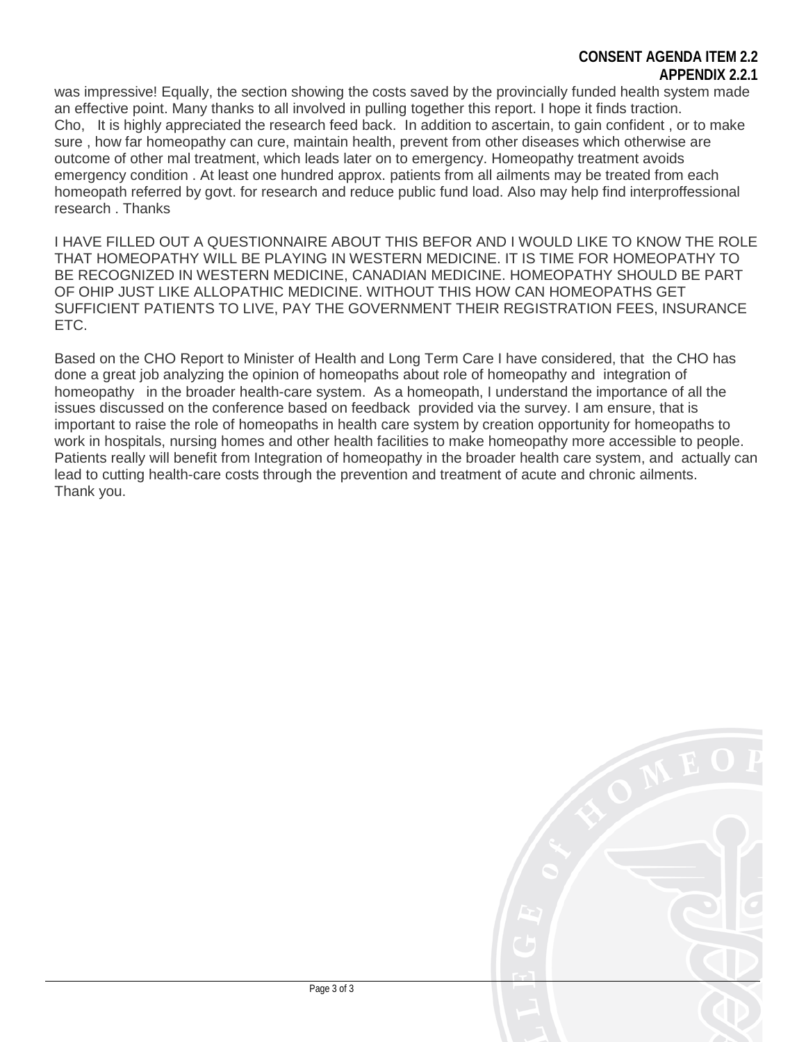was impressive! Equally, the section showing the costs saved by the provincially funded health system made an effective point. Many thanks to all involved in pulling together this report. I hope it finds traction.
Cho,   It is highly appreciated the research feed back.  In addition to ascertain, to gain confident , or to make sure , how far homeopathy can cure, maintain health, prevent from other diseases which otherwise are outcome of other mal treatment, which leads later on to emergency. Homeopathy treatment avoids emergency condition . At least one hundred approx. patients from all ailments may be treated from each homeopath referred by govt. for research and reduce public fund load. Also may help find interproffessional research . Thanks

I HAVE FILLED OUT A QUESTIONNAIRE ABOUT THIS BEFOR AND I WOULD LIKE TO KNOW THE ROLE THAT HOMEOPATHY WILL BE PLAYING IN WESTERN MEDICINE. IT IS TIME FOR HOMEOPATHY TO BE RECOGNIZED IN WESTERN MEDICINE, CANADIAN MEDICINE. HOMEOPATHY SHOULD BE PART OF OHIP JUST LIKE ALLOPATHIC MEDICINE. WITHOUT THIS HOW CAN HOMEOPATHS GET SUFFICIENT PATIENTS TO LIVE, PAY THE GOVERNMENT THEIR REGISTRATION FEES, INSURANCE ETC.

Based on the CHO Report to Minister of Health and Long Term Care I have considered, that  the CHO has done a great job analyzing the opinion of homeopaths about role of homeopathy and  integration of homeopathy   in the broader health-care system.  As a homeopath, I understand the importance of all the issues discussed on the conference based on feedback  provided via the survey. I am ensure, that is important to raise the role of homeopaths in health care system by creation opportunity for homeopaths to work in hospitals, nursing homes and other health facilities to make homeopathy more accessible to people. Patients really will benefit from Integration of homeopathy in the broader health care system, and  actually can lead to cutting health-care costs through the prevention and treatment of acute and chronic ailments.
Thank you.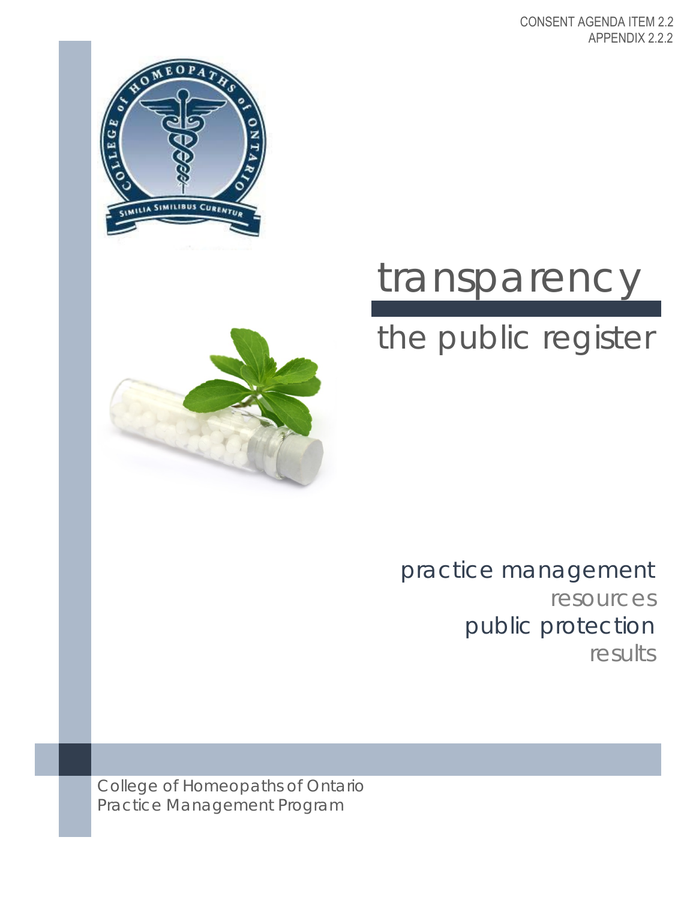CONSENT AGENDA ITEM 2.2
APPENDIX 2.2.2

# transparency

## the public register

practice management
resources
public protection
results

College of Homeopaths of Ontario
Practice Management Program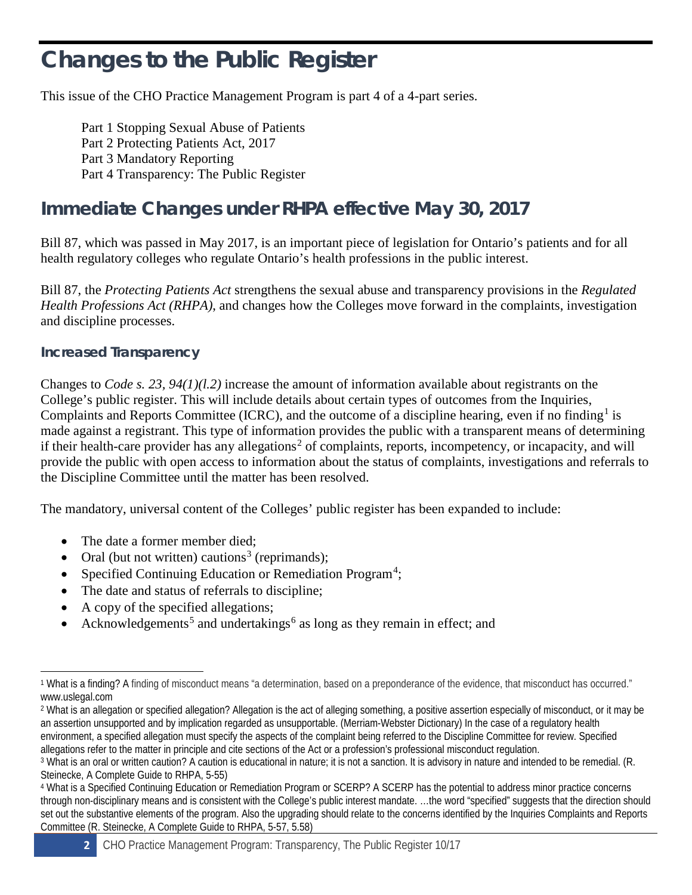# Changes to the Public Register

This issue of the CHO Practice Management Program is part 4 of a 4-part series.

Part 1 Stopping Sexual Abuse of Patients
Part 2 Protecting Patients Act, 2017
Part 3 Mandatory Reporting
Part 4 Transparency: The Public Register

## Immediate Changes under RHPA effective May 30, 2017

Bill 87, which was passed in May 2017, is an important piece of legislation for Ontario's patients and for all health regulatory colleges who regulate Ontario's health professions in the public interest.

Bill 87, the *Protecting Patients Act* strengthens the sexual abuse and transparency provisions in the *Regulated Health Professions Act (RHPA)*, and changes how the Colleges move forward in the complaints, investigation and discipline processes.

### Increased Transparency

Changes to *Code s. 23, 94(1)(l.2)* increase the amount of information available about registrants on the College's public register. This will include details about certain types of outcomes from the Inquiries, Complaints and Reports Committee (ICRC), and the outcome of a discipline hearing, even if no finding[1] is made against a registrant. This type of information provides the public with a transparent means of determining if their health-care provider has any allegations[2] of complaints, reports, incompetency, or incapacity, and will provide the public with open access to information about the status of complaints, investigations and referrals to the Discipline Committee until the matter has been resolved.

The mandatory, universal content of the Colleges' public register has been expanded to include:

- The date a former member died;
- Oral (but not written) cautions[3] (reprimands);
- Specified Continuing Education or Remediation Program[4];
- The date and status of referrals to discipline;
- A copy of the specified allegations;
- Acknowledgements[5] and undertakings[6] as long as they remain in effect; and

---

[1] What is a finding? A finding of misconduct means "a determination, based on a preponderance of the evidence, that misconduct has occurred." www.uslegal.com

[2] What is an allegation or specified allegation? Allegation is the act of alleging something, a positive assertion especially of misconduct, or it may be an assertion unsupported and by implication regarded as unsupportable. (Merriam-Webster Dictionary) In the case of a regulatory health environment, a specified allegation must specify the aspects of the complaint being referred to the Discipline Committee for review. Specified allegations refer to the matter in principle and cite sections of the Act or a profession's professional misconduct regulation.

[3] What is an oral or written caution? A caution is educational in nature; it is not a sanction. It is advisory in nature and intended to be remedial. (R. Steinecke, A Complete Guide to RHPA, 5-55)

[4] What is a Specified Continuing Education or Remediation Program or SCERP? A SCERP has the potential to address minor practice concerns through non-disciplinary means and is consistent with the College's public interest mandate. …the word "specified" suggests that the direction should set out the substantive elements of the program. Also the upgrading should relate to the concerns identified by the Inquiries Complaints and Reports Committee (R. Steinecke, A Complete Guide to RHPA, 5-57, 5.58)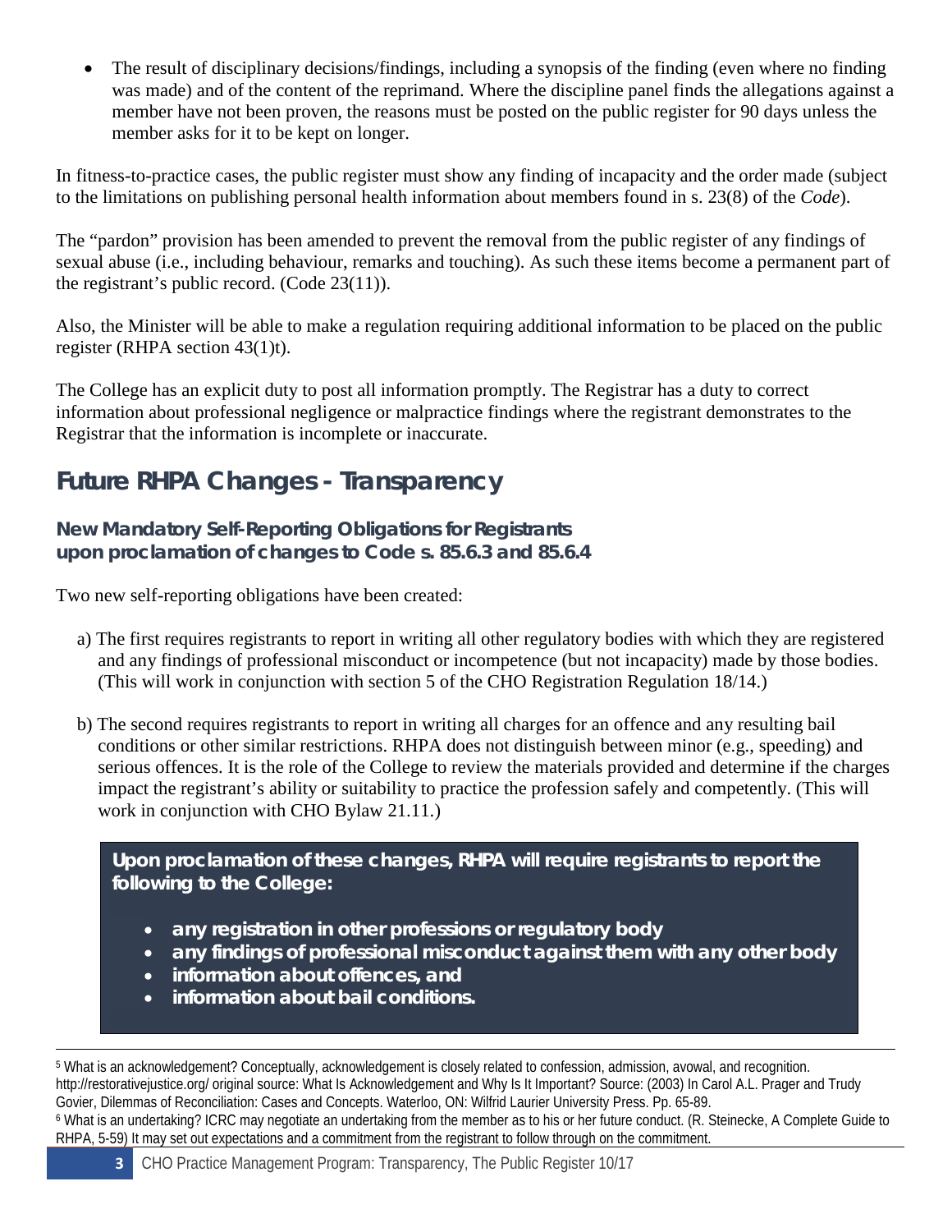- The result of disciplinary decisions/findings, including a synopsis of the finding (even where no finding was made) and of the content of the reprimand. Where the discipline panel finds the allegations against a member have not been proven, the reasons must be posted on the public register for 90 days unless the member asks for it to be kept on longer.

In fitness-to-practice cases, the public register must show any finding of incapacity and the order made (subject to the limitations on publishing personal health information about members found in s. 23(8) of the *Code*).

The "pardon" provision has been amended to prevent the removal from the public register of any findings of sexual abuse (i.e., including behaviour, remarks and touching). As such these items become a permanent part of the registrant's public record. (Code 23(11)).

Also, the Minister will be able to make a regulation requiring additional information to be placed on the public register (RHPA section 43(1)t).

The College has an explicit duty to post all information promptly. The Registrar has a duty to correct information about professional negligence or malpractice findings where the registrant demonstrates to the Registrar that the information is incomplete or inaccurate.

## Future RHPA Changes - Transparency

### New Mandatory Self-Reporting Obligations for Registrants upon proclamation of changes to Code s. 85.6.3 and 85.6.4

Two new self-reporting obligations have been created:

a) The first requires registrants to report in writing all other regulatory bodies with which they are registered and any findings of professional misconduct or incompetence (but not incapacity) made by those bodies. (This will work in conjunction with section 5 of the CHO Registration Regulation 18/14.)

b) The second requires registrants to report in writing all charges for an offence and any resulting bail conditions or other similar restrictions. RHPA does not distinguish between minor (e.g., speeding) and serious offences. It is the role of the College to review the materials provided and determine if the charges impact the registrant's ability or suitability to practice the profession safely and competently. (This will work in conjunction with CHO Bylaw 21.11.)

**Upon proclamation of these changes, RHPA will require registrants to report the following to the College:**

- **any registration in other professions or regulatory body**
- **any findings of professional misconduct against them with any other body**
- **information about offences, and**
- **information about bail conditions.**

---

[5] What is an acknowledgement? Conceptually, acknowledgement is closely related to confession, admission, avowal, and recognition. http://restorativejustice.org/ original source: What Is Acknowledgement and Why Is It Important? Source: (2003) In Carol A.L. Prager and Trudy Govier, Dilemmas of Reconciliation: Cases and Concepts. Waterloo, ON: Wilfrid Laurier University Press. Pp. 65-89.

[6] What is an undertaking? ICRC may negotiate an undertaking from the member as to his or her future conduct. (R. Steinecke, A Complete Guide to RHPA, 5-59) It may set out expectations and a commitment from the registrant to follow through on the commitment.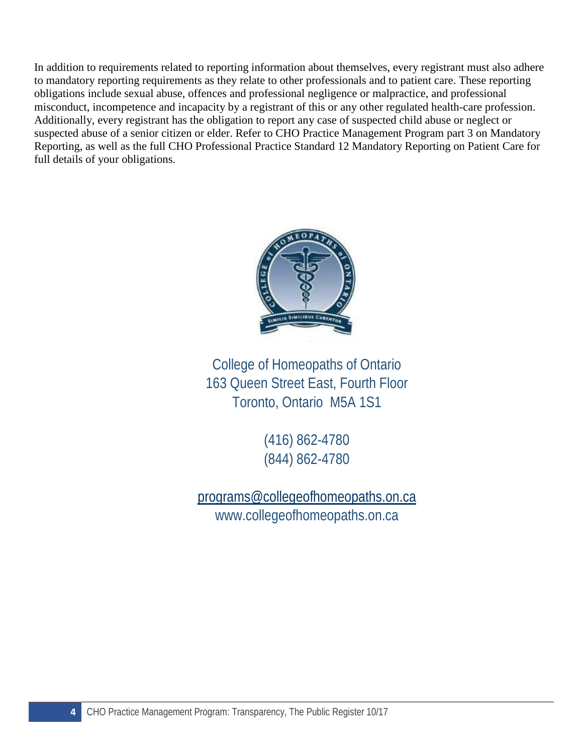In addition to requirements related to reporting information about themselves, every registrant must also adhere to mandatory reporting requirements as they relate to other professionals and to patient care. These reporting obligations include sexual abuse, offences and professional negligence or malpractice, and professional misconduct, incompetence and incapacity by a registrant of this or any other regulated health-care profession. Additionally, every registrant has the obligation to report any case of suspected child abuse or neglect or suspected abuse of a senior citizen or elder. Refer to CHO Practice Management Program part 3 on Mandatory Reporting, as well as the full CHO Professional Practice Standard 12 Mandatory Reporting on Patient Care for full details of your obligations.

College of Homeopaths of Ontario
163 Queen Street East, Fourth Floor
Toronto, Ontario  M5A 1S1

(416) 862-4780
(844) 862-4780

programs@collegeofhomeopaths.on.ca
www.collegeofhomeopaths.on.ca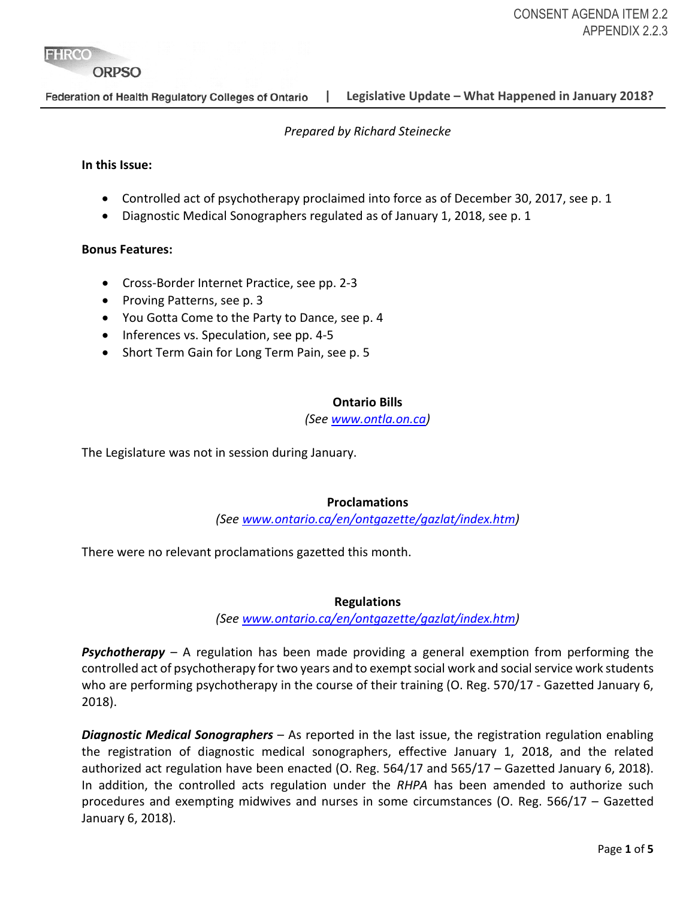CONSENT AGENDA ITEM 2.2
APPENDIX 2.2.3

Federation of Health Regulatory Colleges of Ontario | **Legislative Update – What Happened in January 2018?**

*Prepared by Richard Steinecke*

**In this Issue:**

- Controlled act of psychotherapy proclaimed into force as of December 30, 2017, see p. 1
- Diagnostic Medical Sonographers regulated as of January 1, 2018, see p. 1

**Bonus Features:**

- Cross-Border Internet Practice, see pp. 2-3
- Proving Patterns, see p. 3
- You Gotta Come to the Party to Dance, see p. 4
- Inferences vs. Speculation, see pp. 4-5
- Short Term Gain for Long Term Pain, see p. 5

## Ontario Bills

*(See www.ontla.on.ca)*

The Legislature was not in session during January.

## Proclamations

*(See www.ontario.ca/en/ontgazette/gazlat/index.htm)*

There were no relevant proclamations gazetted this month.

## Regulations

*(See www.ontario.ca/en/ontgazette/gazlat/index.htm)*

***Psychotherapy*** – A regulation has been made providing a general exemption from performing the controlled act of psychotherapy for two years and to exempt social work and social service work students who are performing psychotherapy in the course of their training (O. Reg. 570/17 - Gazetted January 6, 2018).

***Diagnostic Medical Sonographers*** – As reported in the last issue, the registration regulation enabling the registration of diagnostic medical sonographers, effective January 1, 2018, and the related authorized act regulation have been enacted (O. Reg. 564/17 and 565/17 – Gazetted January 6, 2018). In addition, the controlled acts regulation under the *RHPA* has been amended to authorize such procedures and exempting midwives and nurses in some circumstances (O. Reg. 566/17 – Gazetted January 6, 2018).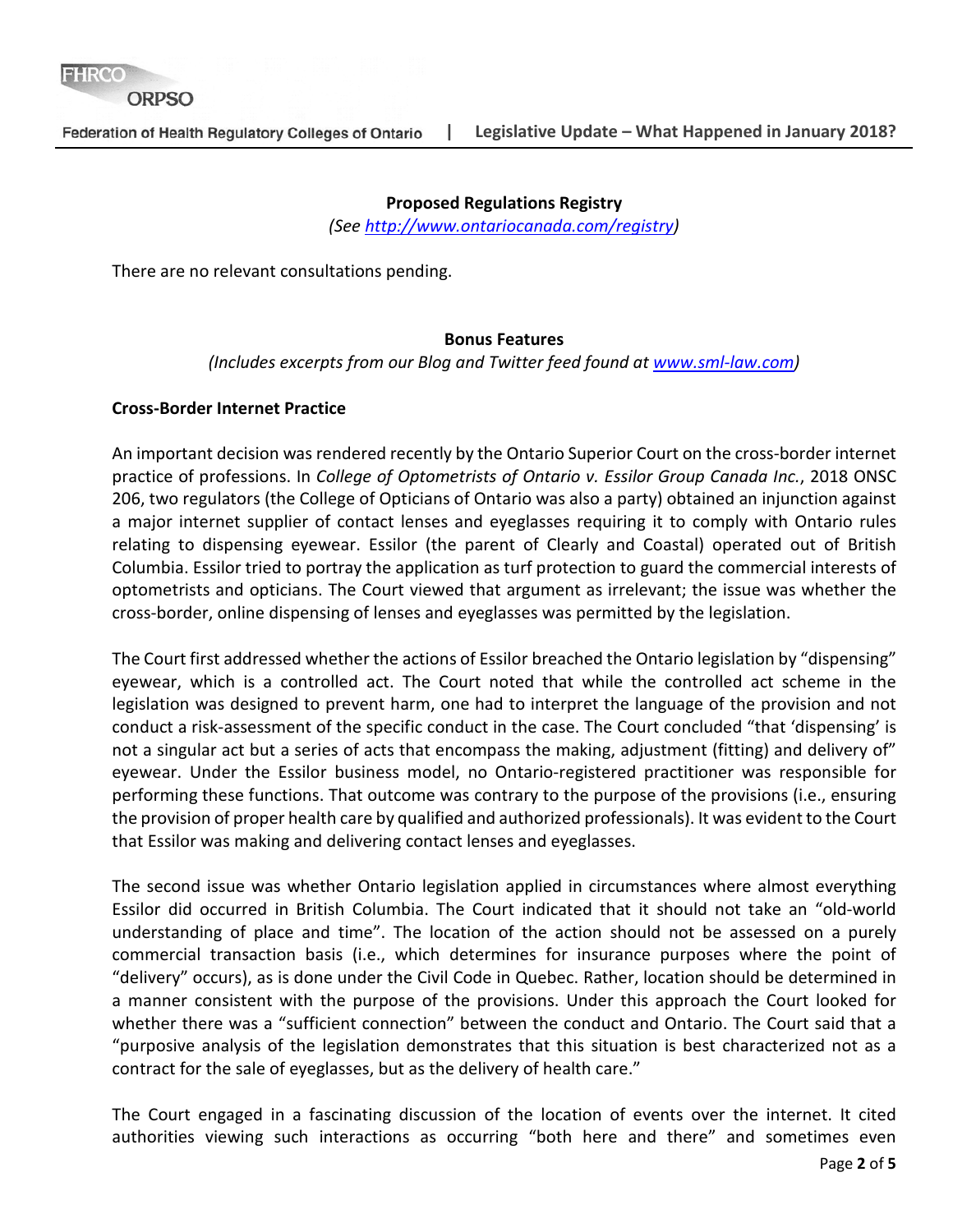## Proposed Regulations Registry

*(See [http://www.ontariocanada.com/registry](http://www.ontariocanada.com/registry))*

There are no relevant consultations pending.

## Bonus Features

*(Includes excerpts from our Blog and Twitter feed found at [www.sml-law.com](www.sml-law.com))*

### Cross-Border Internet Practice

An important decision was rendered recently by the Ontario Superior Court on the cross-border internet practice of professions. In *College of Optometrists of Ontario v. Essilor Group Canada Inc.*, 2018 ONSC 206, two regulators (the College of Opticians of Ontario was also a party) obtained an injunction against a major internet supplier of contact lenses and eyeglasses requiring it to comply with Ontario rules relating to dispensing eyewear. Essilor (the parent of Clearly and Coastal) operated out of British Columbia. Essilor tried to portray the application as turf protection to guard the commercial interests of optometrists and opticians. The Court viewed that argument as irrelevant; the issue was whether the cross-border, online dispensing of lenses and eyeglasses was permitted by the legislation.

The Court first addressed whether the actions of Essilor breached the Ontario legislation by "dispensing" eyewear, which is a controlled act. The Court noted that while the controlled act scheme in the legislation was designed to prevent harm, one had to interpret the language of the provision and not conduct a risk-assessment of the specific conduct in the case. The Court concluded "that 'dispensing' is not a singular act but a series of acts that encompass the making, adjustment (fitting) and delivery of" eyewear. Under the Essilor business model, no Ontario-registered practitioner was responsible for performing these functions. That outcome was contrary to the purpose of the provisions (i.e., ensuring the provision of proper health care by qualified and authorized professionals). It was evident to the Court that Essilor was making and delivering contact lenses and eyeglasses.

The second issue was whether Ontario legislation applied in circumstances where almost everything Essilor did occurred in British Columbia. The Court indicated that it should not take an "old-world understanding of place and time". The location of the action should not be assessed on a purely commercial transaction basis (i.e., which determines for insurance purposes where the point of "delivery" occurs), as is done under the Civil Code in Quebec. Rather, location should be determined in a manner consistent with the purpose of the provisions. Under this approach the Court looked for whether there was a "sufficient connection" between the conduct and Ontario. The Court said that a "purposive analysis of the legislation demonstrates that this situation is best characterized not as a contract for the sale of eyeglasses, but as the delivery of health care."

The Court engaged in a fascinating discussion of the location of events over the internet. It cited authorities viewing such interactions as occurring "both here and there" and sometimes even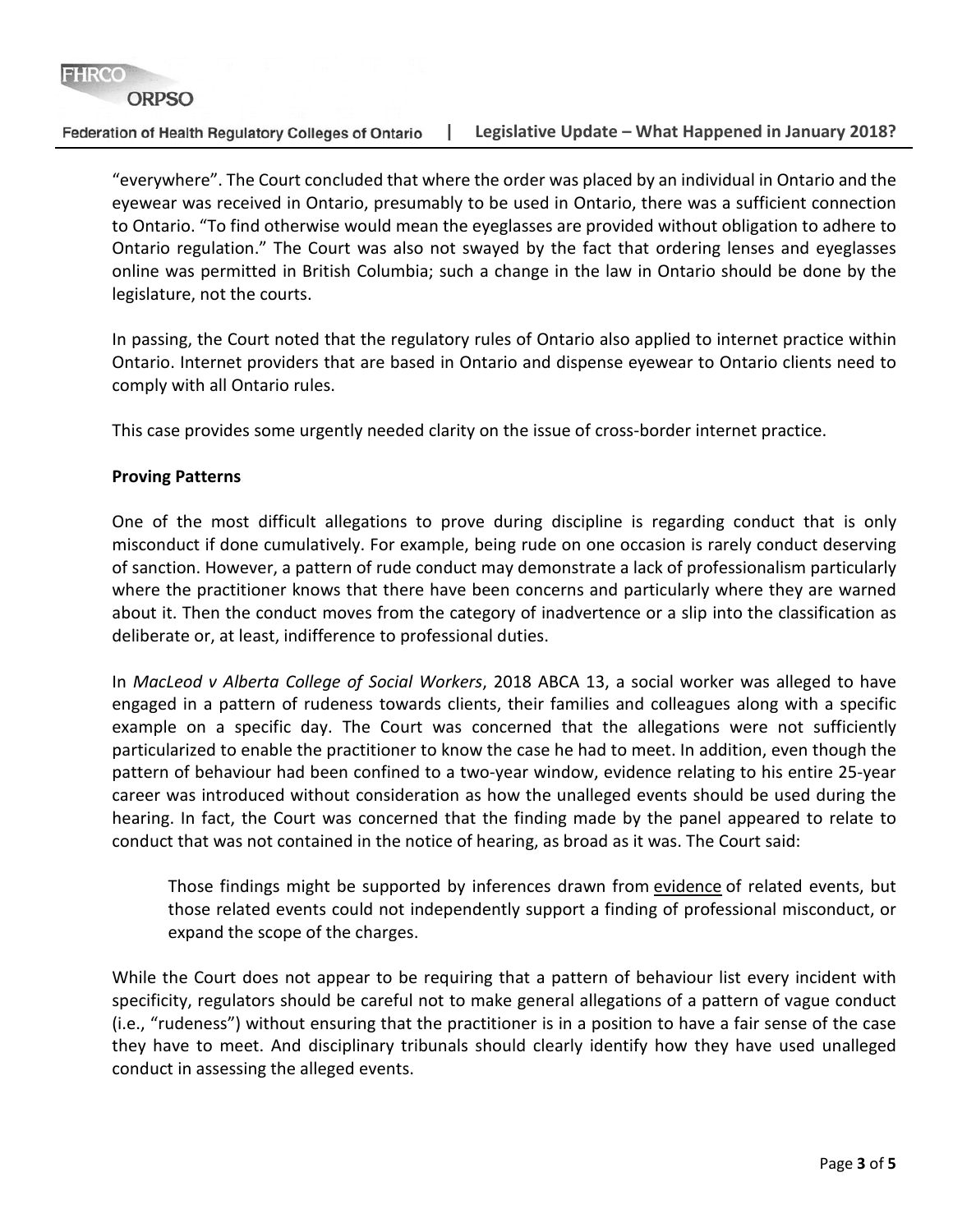"everywhere". The Court concluded that where the order was placed by an individual in Ontario and the eyewear was received in Ontario, presumably to be used in Ontario, there was a sufficient connection to Ontario. "To find otherwise would mean the eyeglasses are provided without obligation to adhere to Ontario regulation." The Court was also not swayed by the fact that ordering lenses and eyeglasses online was permitted in British Columbia; such a change in the law in Ontario should be done by the legislature, not the courts.

In passing, the Court noted that the regulatory rules of Ontario also applied to internet practice within Ontario. Internet providers that are based in Ontario and dispense eyewear to Ontario clients need to comply with all Ontario rules.

This case provides some urgently needed clarity on the issue of cross-border internet practice.

**Proving Patterns**

One of the most difficult allegations to prove during discipline is regarding conduct that is only misconduct if done cumulatively. For example, being rude on one occasion is rarely conduct deserving of sanction. However, a pattern of rude conduct may demonstrate a lack of professionalism particularly where the practitioner knows that there have been concerns and particularly where they are warned about it. Then the conduct moves from the category of inadvertence or a slip into the classification as deliberate or, at least, indifference to professional duties.

In *MacLeod v Alberta College of Social Workers*, 2018 ABCA 13, a social worker was alleged to have engaged in a pattern of rudeness towards clients, their families and colleagues along with a specific example on a specific day. The Court was concerned that the allegations were not sufficiently particularized to enable the practitioner to know the case he had to meet. In addition, even though the pattern of behaviour had been confined to a two-year window, evidence relating to his entire 25-year career was introduced without consideration as how the unalleged events should be used during the hearing. In fact, the Court was concerned that the finding made by the panel appeared to relate to conduct that was not contained in the notice of hearing, as broad as it was. The Court said:

> Those findings might be supported by inferences drawn from evidence of related events, but those related events could not independently support a finding of professional misconduct, or expand the scope of the charges.

While the Court does not appear to be requiring that a pattern of behaviour list every incident with specificity, regulators should be careful not to make general allegations of a pattern of vague conduct (i.e., "rudeness") without ensuring that the practitioner is in a position to have a fair sense of the case they have to meet. And disciplinary tribunals should clearly identify how they have used unalleged conduct in assessing the alleged events.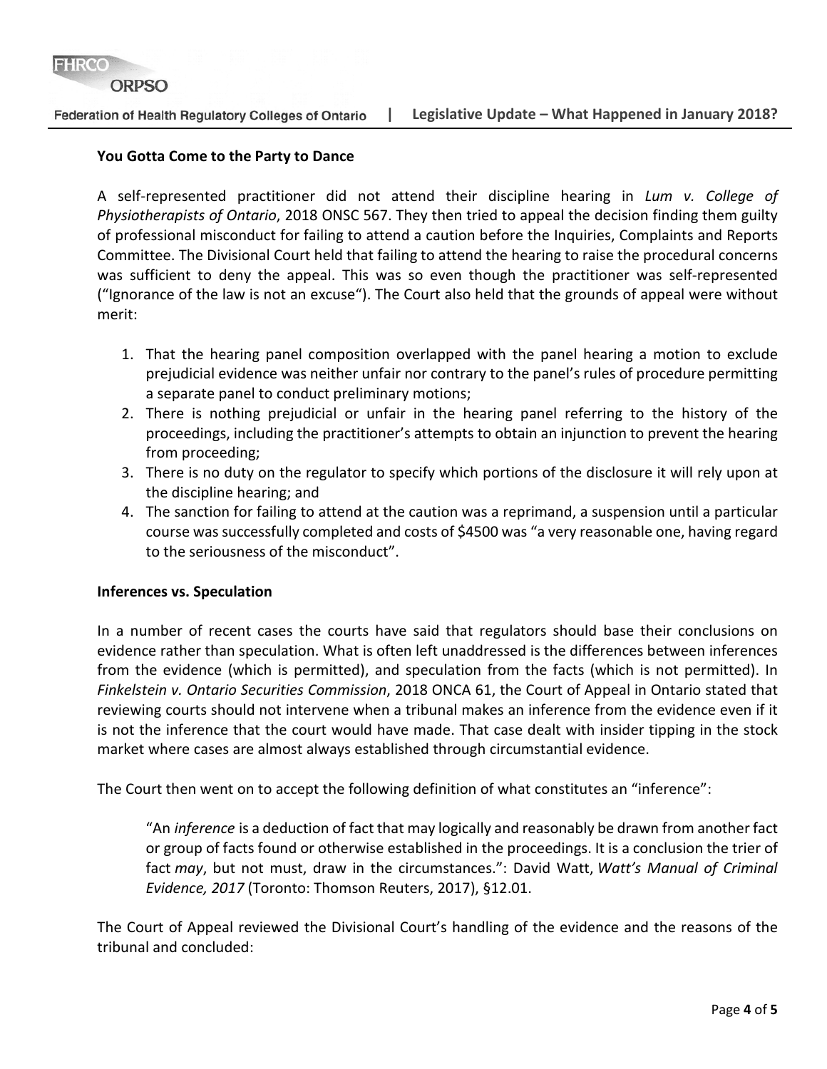**You Gotta Come to the Party to Dance**

A self-represented practitioner did not attend their discipline hearing in *Lum v. College of Physiotherapists of Ontario*, 2018 ONSC 567. They then tried to appeal the decision finding them guilty of professional misconduct for failing to attend a caution before the Inquiries, Complaints and Reports Committee. The Divisional Court held that failing to attend the hearing to raise the procedural concerns was sufficient to deny the appeal. This was so even though the practitioner was self-represented ("Ignorance of the law is not an excuse"). The Court also held that the grounds of appeal were without merit:

1. That the hearing panel composition overlapped with the panel hearing a motion to exclude prejudicial evidence was neither unfair nor contrary to the panel's rules of procedure permitting a separate panel to conduct preliminary motions;
2. There is nothing prejudicial or unfair in the hearing panel referring to the history of the proceedings, including the practitioner's attempts to obtain an injunction to prevent the hearing from proceeding;
3. There is no duty on the regulator to specify which portions of the disclosure it will rely upon at the discipline hearing; and
4. The sanction for failing to attend at the caution was a reprimand, a suspension until a particular course was successfully completed and costs of $4500 was "a very reasonable one, having regard to the seriousness of the misconduct".

**Inferences vs. Speculation**

In a number of recent cases the courts have said that regulators should base their conclusions on evidence rather than speculation. What is often left unaddressed is the differences between inferences from the evidence (which is permitted), and speculation from the facts (which is not permitted). In *Finkelstein v. Ontario Securities Commission*, 2018 ONCA 61, the Court of Appeal in Ontario stated that reviewing courts should not intervene when a tribunal makes an inference from the evidence even if it is not the inference that the court would have made. That case dealt with insider tipping in the stock market where cases are almost always established through circumstantial evidence.

The Court then went on to accept the following definition of what constitutes an "inference":

> "An *inference* is a deduction of fact that may logically and reasonably be drawn from another fact or group of facts found or otherwise established in the proceedings. It is a conclusion the trier of fact *may*, but not must, draw in the circumstances.": David Watt, *Watt's Manual of Criminal Evidence, 2017* (Toronto: Thomson Reuters, 2017), §12.01.

The Court of Appeal reviewed the Divisional Court's handling of the evidence and the reasons of the tribunal and concluded: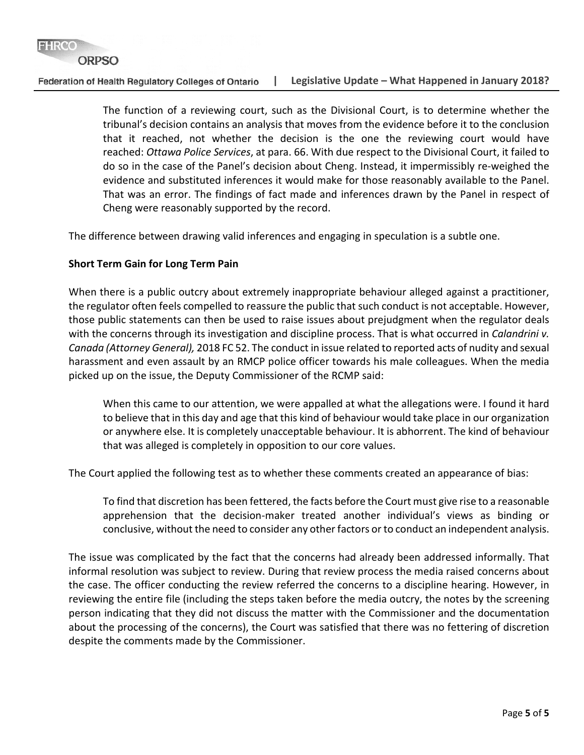> The function of a reviewing court, such as the Divisional Court, is to determine whether the tribunal's decision contains an analysis that moves from the evidence before it to the conclusion that it reached, not whether the decision is the one the reviewing court would have reached: *Ottawa Police Services*, at para. 66. With due respect to the Divisional Court, it failed to do so in the case of the Panel's decision about Cheng. Instead, it impermissibly re-weighed the evidence and substituted inferences it would make for those reasonably available to the Panel. That was an error. The findings of fact made and inferences drawn by the Panel in respect of Cheng were reasonably supported by the record.

The difference between drawing valid inferences and engaging in speculation is a subtle one.

**Short Term Gain for Long Term Pain**

When there is a public outcry about extremely inappropriate behaviour alleged against a practitioner, the regulator often feels compelled to reassure the public that such conduct is not acceptable. However, those public statements can then be used to raise issues about prejudgment when the regulator deals with the concerns through its investigation and discipline process. That is what occurred in *Calandrini v. Canada (Attorney General),* 2018 FC 52. The conduct in issue related to reported acts of nudity and sexual harassment and even assault by an RMCP police officer towards his male colleagues. When the media picked up on the issue, the Deputy Commissioner of the RCMP said:

> When this came to our attention, we were appalled at what the allegations were. I found it hard to believe that in this day and age that this kind of behaviour would take place in our organization or anywhere else. It is completely unacceptable behaviour. It is abhorrent. The kind of behaviour that was alleged is completely in opposition to our core values.

The Court applied the following test as to whether these comments created an appearance of bias:

> To find that discretion has been fettered, the facts before the Court must give rise to a reasonable apprehension that the decision-maker treated another individual's views as binding or conclusive, without the need to consider any other factors or to conduct an independent analysis.

The issue was complicated by the fact that the concerns had already been addressed informally. That informal resolution was subject to review. During that review process the media raised concerns about the case. The officer conducting the review referred the concerns to a discipline hearing. However, in reviewing the entire file (including the steps taken before the media outcry, the notes by the screening person indicating that they did not discuss the matter with the Commissioner and the documentation about the processing of the concerns), the Court was satisfied that there was no fettering of discretion despite the comments made by the Commissioner.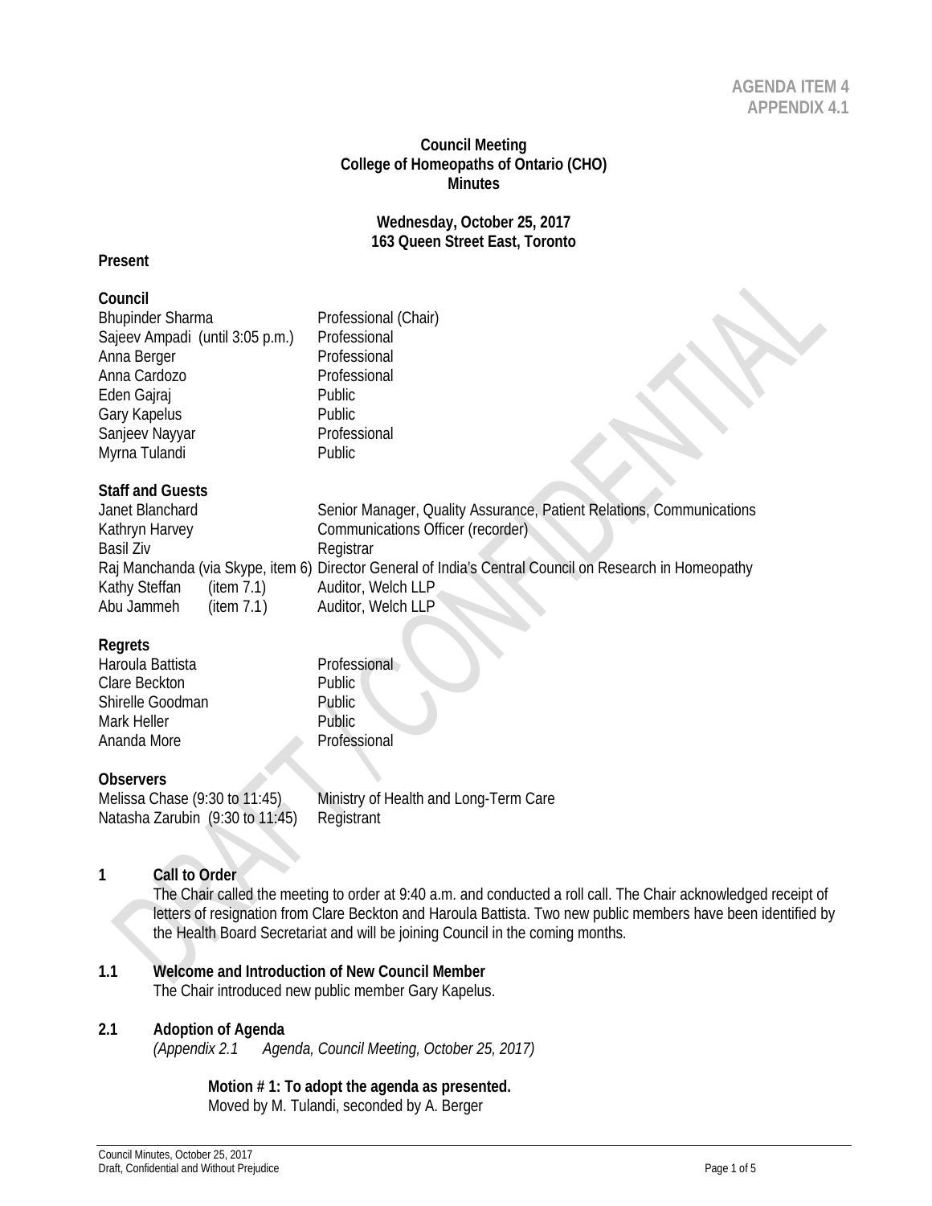**AGENDA ITEM 4**
**APPENDIX 4.1**

**Council Meeting**
**College of Homeopaths of Ontario (CHO)**
**Minutes**

**Wednesday, October 25, 2017**
**163 Queen Street East, Toronto**

**Present**

**Council**

| | |
|---|---|
| Bhupinder Sharma | Professional (Chair) |
| Sajeev Ampadi (until 3:05 p.m.) | Professional |
| Anna Berger | Professional |
| Anna Cardozo | Professional |
| Eden Gajraj | Public |
| Gary Kapelus | Public |
| Sanjeev Nayyar | Professional |
| Myrna Tulandi | Public |

**Staff and Guests**

| | |
|---|---|
| Janet Blanchard | Senior Manager, Quality Assurance, Patient Relations, Communications |
| Kathryn Harvey | Communications Officer (recorder) |
| Basil Ziv | Registrar |
| Raj Manchanda (via Skype, item 6) | Director General of India's Central Council on Research in Homeopathy |
| Kathy Steffan (item 7.1) | Auditor, Welch LLP |
| Abu Jammeh (item 7.1) | Auditor, Welch LLP |

**Regrets**

| | |
|---|---|
| Haroula Battista | Professional |
| Clare Beckton | Public |
| Shirelle Goodman | Public |
| Mark Heller | Public |
| Ananda More | Professional |

**Observers**

| | |
|---|---|
| Melissa Chase (9:30 to 11:45) | Ministry of Health and Long-Term Care |
| Natasha Zarubin (9:30 to 11:45) | Registrant |

## 1 Call to Order

The Chair called the meeting to order at 9:40 a.m. and conducted a roll call. The Chair acknowledged receipt of letters of resignation from Clare Beckton and Haroula Battista. Two new public members have been identified by the Health Board Secretariat and will be joining Council in the coming months.

## 1.1 Welcome and Introduction of New Council Member

The Chair introduced new public member Gary Kapelus.

## 2.1 Adoption of Agenda

*(Appendix 2.1 Agenda, Council Meeting, October 25, 2017)*

**Motion # 1: To adopt the agenda as presented.**
Moved by M. Tulandi, seconded by A. Berger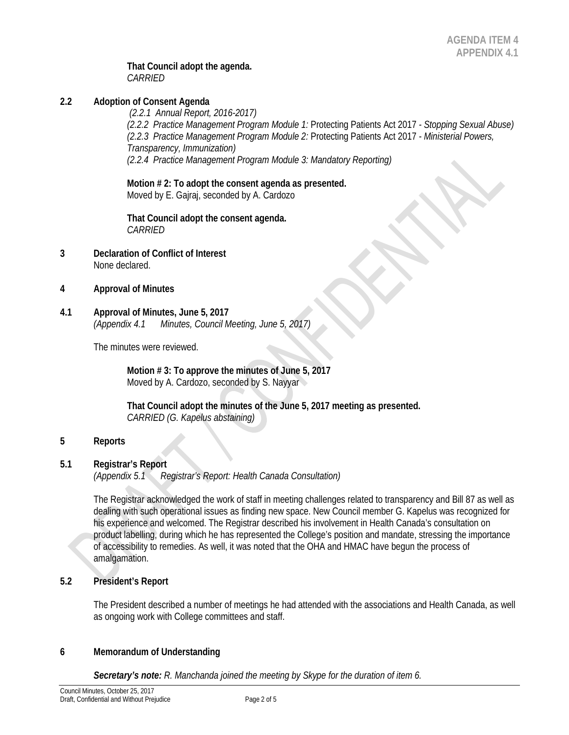**That Council adopt the agenda.**
*CARRIED*

**2.2 Adoption of Consent Agenda**

*(2.2.1 Annual Report, 2016-2017)*
*(2.2.2 Practice Management Program Module 1:* Protecting Patients Act 2017 - *Stopping Sexual Abuse)*
*(2.2.3 Practice Management Program Module 2:* Protecting Patients Act 2017 - *Ministerial Powers, Transparency, Immunization)*
*(2.2.4 Practice Management Program Module 3: Mandatory Reporting)*

**Motion # 2: To adopt the consent agenda as presented.**
Moved by E. Gajraj, seconded by A. Cardozo

**That Council adopt the consent agenda.**
*CARRIED*

**3 Declaration of Conflict of Interest**

None declared.

**4 Approval of Minutes**

**4.1 Approval of Minutes, June 5, 2017**

*(Appendix 4.1 Minutes, Council Meeting, June 5, 2017)*

The minutes were reviewed.

**Motion # 3: To approve the minutes of June 5, 2017**
Moved by A. Cardozo, seconded by S. Nayyar

**That Council adopt the minutes of the June 5, 2017 meeting as presented.**
*CARRIED (G. Kapelus abstaining)*

**5 Reports**

**5.1 Registrar's Report**

*(Appendix 5.1 Registrar's Report: Health Canada Consultation)*

The Registrar acknowledged the work of staff in meeting challenges related to transparency and Bill 87 as well as dealing with such operational issues as finding new space. New Council member G. Kapelus was recognized for his experience and welcomed. The Registrar described his involvement in Health Canada's consultation on product labelling, during which he has represented the College's position and mandate, stressing the importance of accessibility to remedies. As well, it was noted that the OHA and HMAC have begun the process of amalgamation.

**5.2 President's Report**

The President described a number of meetings he had attended with the associations and Health Canada, as well as ongoing work with College committees and staff.

**6 Memorandum of Understanding**

***Secretary's note:*** *R. Manchanda joined the meeting by Skype for the duration of item 6.*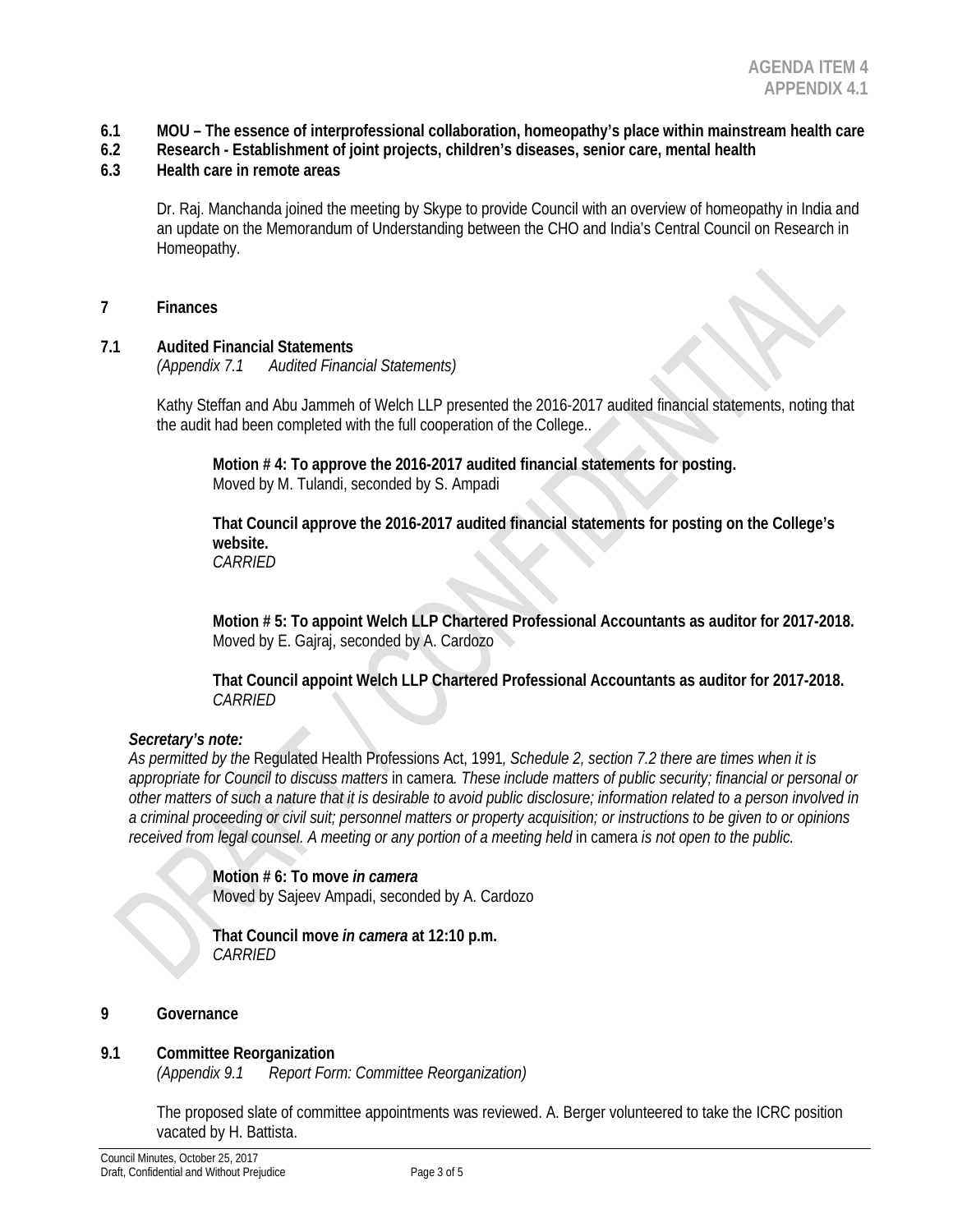**AGENDA ITEM 4**
**APPENDIX 4.1**

**6.1 MOU – The essence of interprofessional collaboration, homeopathy's place within mainstream health care**
**6.2 Research - Establishment of joint projects, children's diseases, senior care, mental health**
**6.3 Health care in remote areas**

Dr. Raj. Manchanda joined the meeting by Skype to provide Council with an overview of homeopathy in India and an update on the Memorandum of Understanding between the CHO and India's Central Council on Research in Homeopathy.

## 7 Finances

### 7.1 Audited Financial Statements

*(Appendix 7.1 Audited Financial Statements)*

Kathy Steffan and Abu Jammeh of Welch LLP presented the 2016-2017 audited financial statements, noting that the audit had been completed with the full cooperation of the College..

**Motion # 4: To approve the 2016-2017 audited financial statements for posting.**
Moved by M. Tulandi, seconded by S. Ampadi

**That Council approve the 2016-2017 audited financial statements for posting on the College's website.**
*CARRIED*

**Motion # 5: To appoint Welch LLP Chartered Professional Accountants as auditor for 2017-2018.**
Moved by E. Gajraj, seconded by A. Cardozo

**That Council appoint Welch LLP Chartered Professional Accountants as auditor for 2017-2018.**
*CARRIED*

***Secretary's note:***
*As permitted by the* Regulated Health Professions Act, 1991*, Schedule 2, section 7.2 there are times when it is appropriate for Council to discuss matters* in camera*. These include matters of public security; financial or personal or other matters of such a nature that it is desirable to avoid public disclosure; information related to a person involved in a criminal proceeding or civil suit; personnel matters or property acquisition; or instructions to be given to or opinions received from legal counsel. A meeting or any portion of a meeting held* in camera *is not open to the public.*

**Motion # 6: To move *in camera***
Moved by Sajeev Ampadi, seconded by A. Cardozo

**That Council move *in camera* at 12:10 p.m.**
*CARRIED*

## 9 Governance

### 9.1 Committee Reorganization

*(Appendix 9.1 Report Form: Committee Reorganization)*

The proposed slate of committee appointments was reviewed. A. Berger volunteered to take the ICRC position vacated by H. Battista.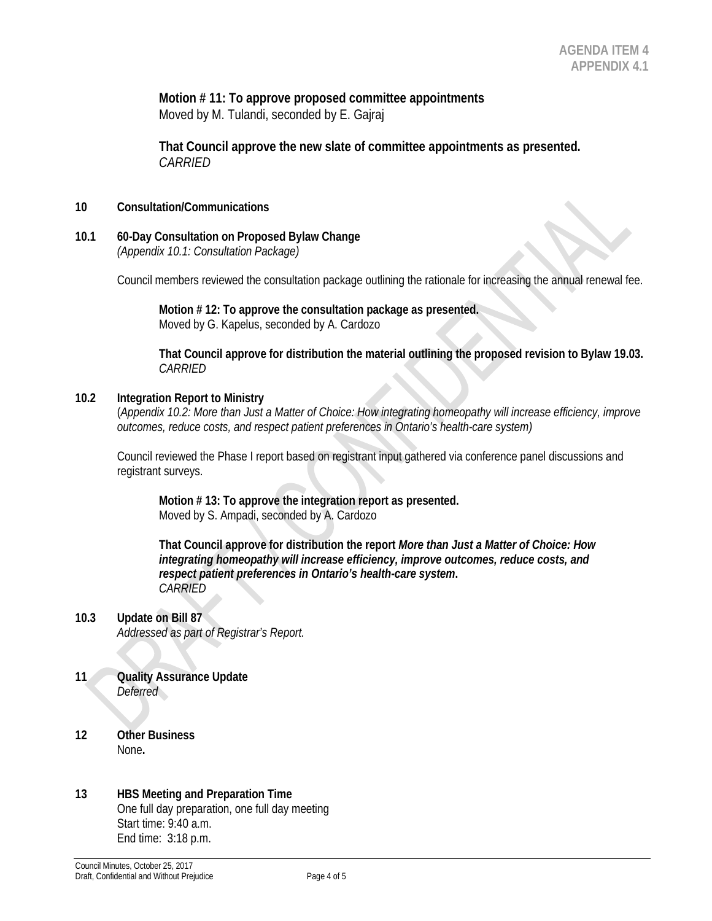**AGENDA ITEM 4**
**APPENDIX 4.1**

**Motion # 11: To approve proposed committee appointments**
Moved by M. Tulandi, seconded by E. Gajraj

**That Council approve the new slate of committee appointments as presented.**
*CARRIED*

## 10 Consultation/Communications

### 10.1 60-Day Consultation on Proposed Bylaw Change

*(Appendix 10.1: Consultation Package)*

Council members reviewed the consultation package outlining the rationale for increasing the annual renewal fee.

**Motion # 12: To approve the consultation package as presented.**
Moved by G. Kapelus, seconded by A. Cardozo

**That Council approve for distribution the material outlining the proposed revision to Bylaw 19.03.**
*CARRIED*

### 10.2 Integration Report to Ministry

(*Appendix 10.2: More than Just a Matter of Choice: How integrating homeopathy will increase efficiency, improve outcomes, reduce costs, and respect patient preferences in Ontario's health-care system)*

Council reviewed the Phase I report based on registrant input gathered via conference panel discussions and registrant surveys.

**Motion # 13: To approve the integration report as presented.**
Moved by S. Ampadi, seconded by A. Cardozo

**That Council approve for distribution the report *More than Just a Matter of Choice: How integrating homeopathy will increase efficiency, improve outcomes, reduce costs, and respect patient preferences in Ontario's health-care system*.**
*CARRIED*

### 10.3 Update on Bill 87

*Addressed as part of Registrar's Report.*

## 11 Quality Assurance Update

*Deferred*

## 12 Other Business

None**.**

## 13 HBS Meeting and Preparation Time

One full day preparation, one full day meeting
Start time: 9:40 a.m.
End time: 3:18 p.m.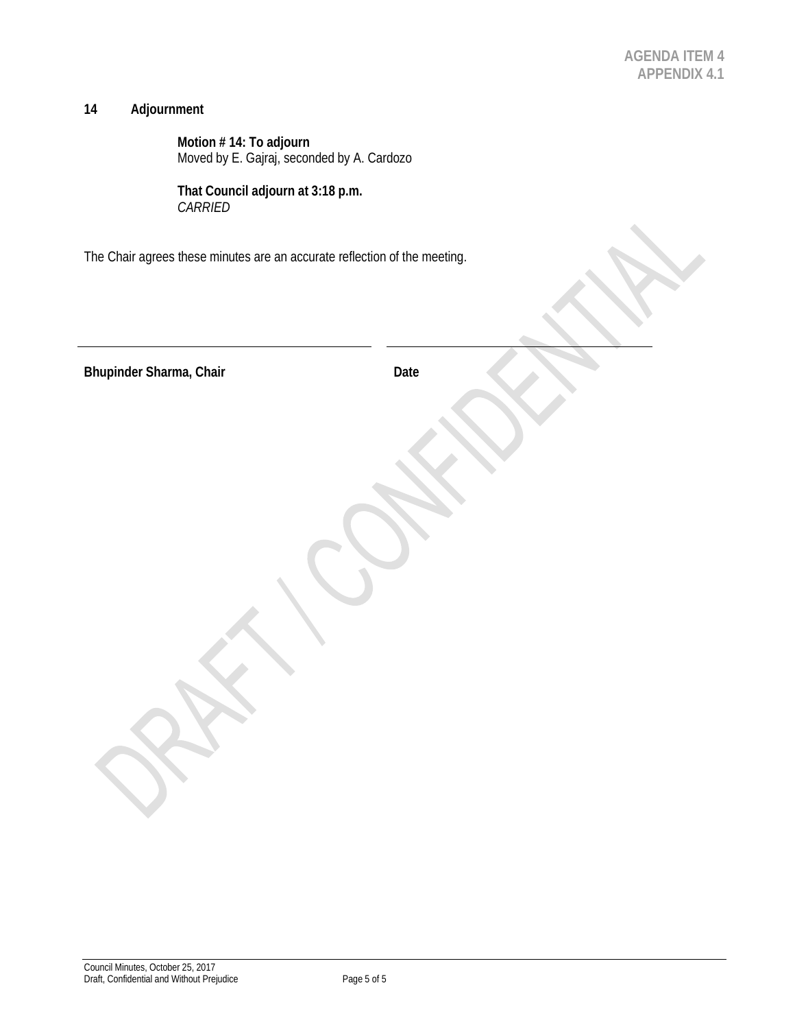## 14 Adjournment

**Motion # 14: To adjourn**
Moved by E. Gajraj, seconded by A. Cardozo

**That Council adjourn at 3:18 p.m.**
*CARRIED*

The Chair agrees these minutes are an accurate reflection of the meeting.

| \_\_\_\_\_\_\_\_\_\_\_\_\_\_\_\_\_\_\_\_\_\_\_\_\_\_\_\_\_\_\_\_ | \_\_\_\_\_\_\_\_\_\_\_\_\_\_\_\_\_\_\_\_\_\_\_\_\_\_\_\_\_\_\_\_ |
|---|---|
| **Bhupinder Sharma, Chair** | **Date** |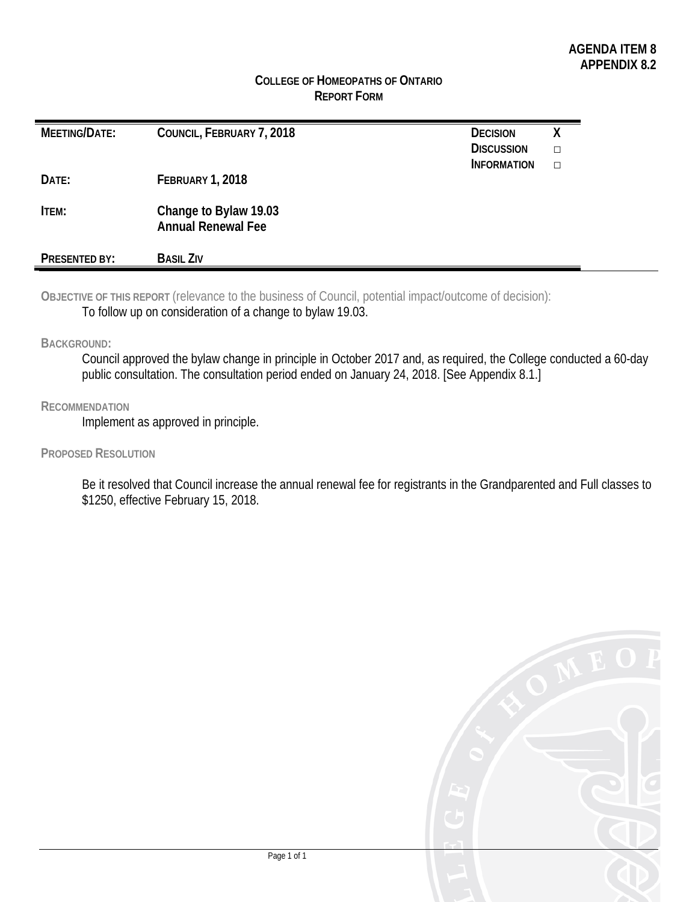**AGENDA ITEM 8**
**APPENDIX 8.2**

# COLLEGE OF HOMEOPATHS OF ONTARIO
## REPORT FORM

| | | | |
|---|---|---|---|
| **MEETING/DATE:** | **COUNCIL, FEBRUARY 7, 2018** | **DECISION**<br>**DISCUSSION**<br>**INFORMATION** | X<br>□<br>□ |
| **DATE:** | **FEBRUARY 1, 2018** | | |
| **ITEM:** | **Change to Bylaw 19.03**<br>**Annual Renewal Fee** | | |
| **PRESENTED BY:** | **BASIL ZIV** | | |

**OBJECTIVE OF THIS REPORT** (relevance to the business of Council, potential impact/outcome of decision):

To follow up on consideration of a change to bylaw 19.03.

**BACKGROUND:**

Council approved the bylaw change in principle in October 2017 and, as required, the College conducted a 60-day public consultation. The consultation period ended on January 24, 2018. [See Appendix 8.1.]

**RECOMMENDATION**

Implement as approved in principle.

**PROPOSED RESOLUTION**

Be it resolved that Council increase the annual renewal fee for registrants in the Grandparented and Full classes to $1250, effective February 15, 2018.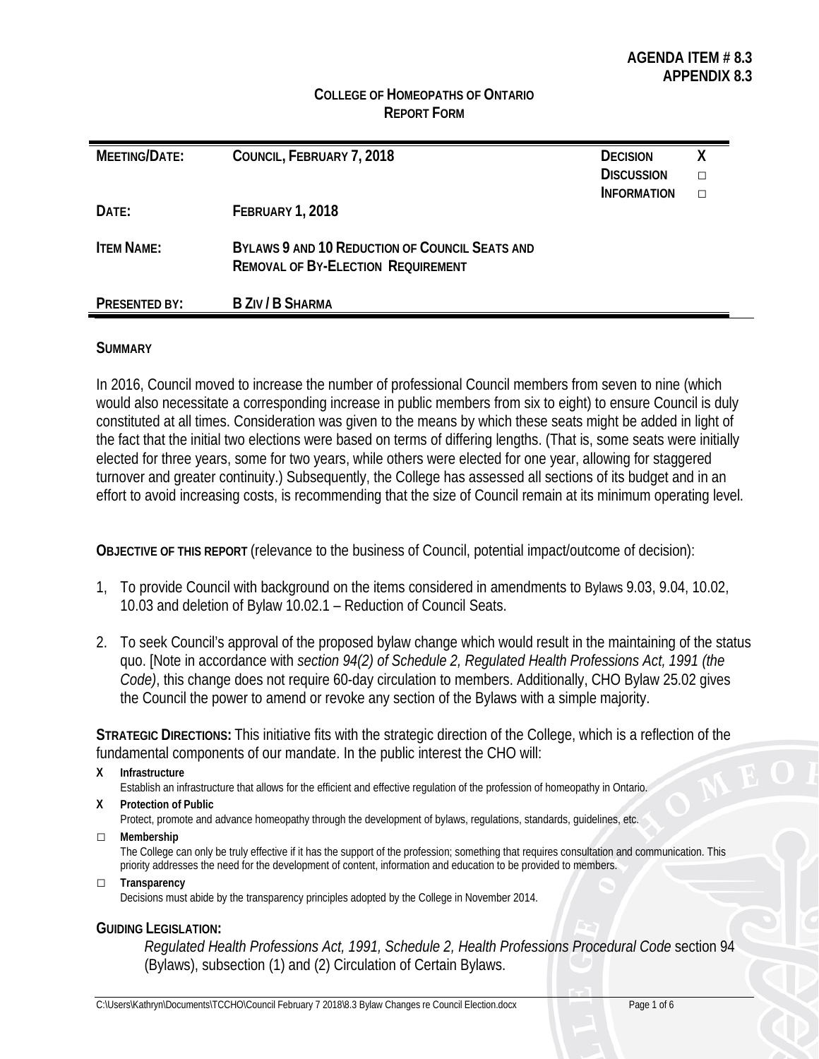**AGENDA ITEM # 8.3**
**APPENDIX 8.3**

**COLLEGE OF HOMEOPATHS OF ONTARIO**
**REPORT FORM**

| | | | |
|---|---|---|---|
| **MEETING/DATE:** | **COUNCIL, FEBRUARY 7, 2018** | **DECISION**<br>**DISCUSSION**<br>**INFORMATION** | X<br>□<br>□ |
| **DATE:** | **FEBRUARY 1, 2018** | | |
| **ITEM NAME:** | **BYLAWS 9 AND 10 REDUCTION OF COUNCIL SEATS AND REMOVAL OF BY-ELECTION REQUIREMENT** | | |
| **PRESENTED BY:** | **B ZIV / B SHARMA** | | |

## SUMMARY

In 2016, Council moved to increase the number of professional Council members from seven to nine (which would also necessitate a corresponding increase in public members from six to eight) to ensure Council is duly constituted at all times. Consideration was given to the means by which these seats might be added in light of the fact that the initial two elections were based on terms of differing lengths. (That is, some seats were initially elected for three years, some for two years, while others were elected for one year, allowing for staggered turnover and greater continuity.) Subsequently, the College has assessed all sections of its budget and in an effort to avoid increasing costs, is recommending that the size of Council remain at its minimum operating level.

**OBJECTIVE OF THIS REPORT** (relevance to the business of Council, potential impact/outcome of decision):

1, To provide Council with background on the items considered in amendments to Bylaws 9.03, 9.04, 10.02, 10.03 and deletion of Bylaw 10.02.1 – Reduction of Council Seats.

2. To seek Council's approval of the proposed bylaw change which would result in the maintaining of the status quo. [Note in accordance with *section 94(2) of Schedule 2, Regulated Health Professions Act, 1991 (the Code)*, this change does not require 60-day circulation to members. Additionally, CHO Bylaw 25.02 gives the Council the power to amend or revoke any section of the Bylaws with a simple majority.

**STRATEGIC DIRECTIONS:** This initiative fits with the strategic direction of the College, which is a reflection of the fundamental components of our mandate. In the public interest the CHO will:

- X **Infrastructure**
  Establish an infrastructure that allows for the efficient and effective regulation of the profession of homeopathy in Ontario.
- X **Protection of Public**
  Protect, promote and advance homeopathy through the development of bylaws, regulations, standards, guidelines, etc.
- □ **Membership**
  The College can only be truly effective if it has the support of the profession; something that requires consultation and communication. This priority addresses the need for the development of content, information and education to be provided to members.
- □ **Transparency**
  Decisions must abide by the transparency principles adopted by the College in November 2014.

## GUIDING LEGISLATION:

*Regulated Health Professions Act, 1991, Schedule 2, Health Professions Procedural Code* section 94 (Bylaws), subsection (1) and (2) Circulation of Certain Bylaws.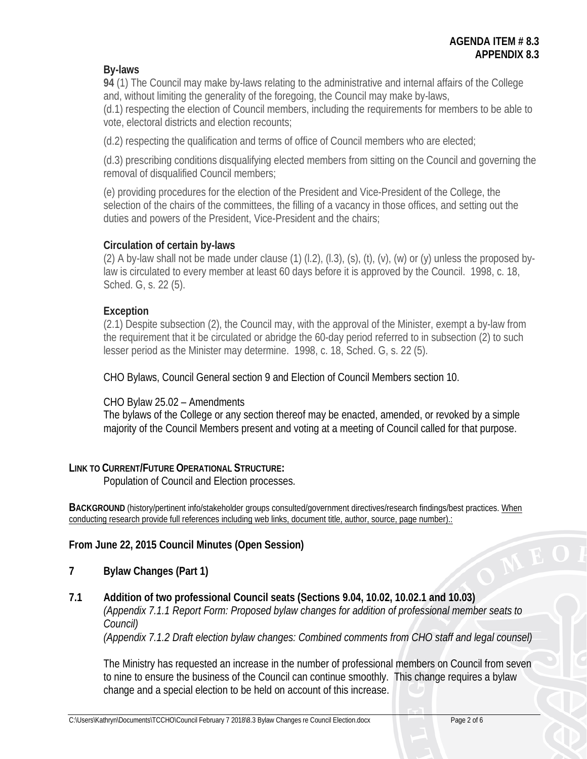**AGENDA ITEM # 8.3**
**APPENDIX 8.3**

**By-laws**

**94** (1) The Council may make by-laws relating to the administrative and internal affairs of the College and, without limiting the generality of the foregoing, the Council may make by-laws,

(d.1) respecting the election of Council members, including the requirements for members to be able to vote, electoral districts and election recounts;

(d.2) respecting the qualification and terms of office of Council members who are elected;

(d.3) prescribing conditions disqualifying elected members from sitting on the Council and governing the removal of disqualified Council members;

(e) providing procedures for the election of the President and Vice-President of the College, the selection of the chairs of the committees, the filling of a vacancy in those offices, and setting out the duties and powers of the President, Vice-President and the chairs;

**Circulation of certain by-laws**

(2) A by-law shall not be made under clause (1) (l.2), (l.3), (s), (t), (v), (w) or (y) unless the proposed by-law is circulated to every member at least 60 days before it is approved by the Council. 1998, c. 18, Sched. G, s. 22 (5).

**Exception**

(2.1) Despite subsection (2), the Council may, with the approval of the Minister, exempt a by-law from the requirement that it be circulated or abridge the 60-day period referred to in subsection (2) to such lesser period as the Minister may determine. 1998, c. 18, Sched. G, s. 22 (5).

CHO Bylaws, Council General section 9 and Election of Council Members section 10.

CHO Bylaw 25.02 – Amendments
The bylaws of the College or any section thereof may be enacted, amended, or revoked by a simple majority of the Council Members present and voting at a meeting of Council called for that purpose.

**LINK TO CURRENT/FUTURE OPERATIONAL STRUCTURE:**

Population of Council and Election processes.

**BACKGROUND** (history/pertinent info/stakeholder groups consulted/government directives/research findings/best practices. When conducting research provide full references including web links, document title, author, source, page number).:

**From June 22, 2015 Council Minutes (Open Session)**

**7 Bylaw Changes (Part 1)**

**7.1 Addition of two professional Council seats (Sections 9.04, 10.02, 10.02.1 and 10.03)**
*(Appendix 7.1.1 Report Form: Proposed bylaw changes for addition of professional member seats to Council)*
*(Appendix 7.1.2 Draft election bylaw changes: Combined comments from CHO staff and legal counsel)*

The Ministry has requested an increase in the number of professional members on Council from seven to nine to ensure the business of the Council can continue smoothly. This change requires a bylaw change and a special election to be held on account of this increase.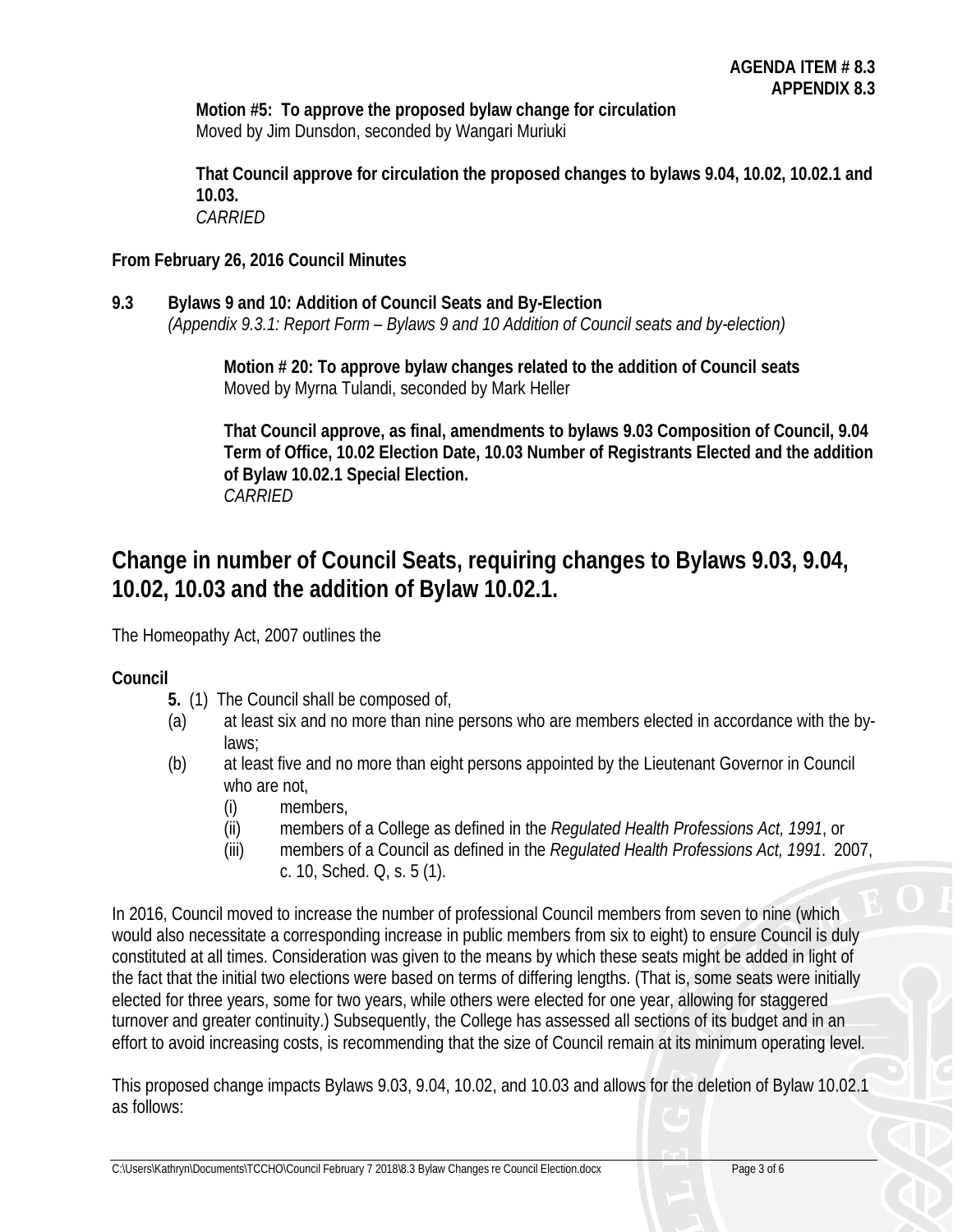**Motion #5: To approve the proposed bylaw change for circulation**
Moved by Jim Dunsdon, seconded by Wangari Muriuki

**That Council approve for circulation the proposed changes to bylaws 9.04, 10.02, 10.02.1 and 10.03.**
*CARRIED*

**From February 26, 2016 Council Minutes**

**9.3 Bylaws 9 and 10: Addition of Council Seats and By-Election**
*(Appendix 9.3.1: Report Form – Bylaws 9 and 10 Addition of Council seats and by-election)*

**Motion # 20: To approve bylaw changes related to the addition of Council seats**
Moved by Myrna Tulandi, seconded by Mark Heller

**That Council approve, as final, amendments to bylaws 9.03 Composition of Council, 9.04 Term of Office, 10.02 Election Date, 10.03 Number of Registrants Elected and the addition of Bylaw 10.02.1 Special Election.**
*CARRIED*

## Change in number of Council Seats, requiring changes to Bylaws 9.03, 9.04, 10.02, 10.03 and the addition of Bylaw 10.02.1.

The Homeopathy Act, 2007 outlines the

**Council**

**5.** (1) The Council shall be composed of,

(a) at least six and no more than nine persons who are members elected in accordance with the by-laws;

(b) at least five and no more than eight persons appointed by the Lieutenant Governor in Council who are not,

 (i) members,

 (ii) members of a College as defined in the *Regulated Health Professions Act, 1991*, or

 (iii) members of a Council as defined in the *Regulated Health Professions Act, 1991*. 2007, c. 10, Sched. Q, s. 5 (1).

In 2016, Council moved to increase the number of professional Council members from seven to nine (which would also necessitate a corresponding increase in public members from six to eight) to ensure Council is duly constituted at all times. Consideration was given to the means by which these seats might be added in light of the fact that the initial two elections were based on terms of differing lengths. (That is, some seats were initially elected for three years, some for two years, while others were elected for one year, allowing for staggered turnover and greater continuity.) Subsequently, the College has assessed all sections of its budget and in an effort to avoid increasing costs, is recommending that the size of Council remain at its minimum operating level.

This proposed change impacts Bylaws 9.03, 9.04, 10.02, and 10.03 and allows for the deletion of Bylaw 10.02.1 as follows: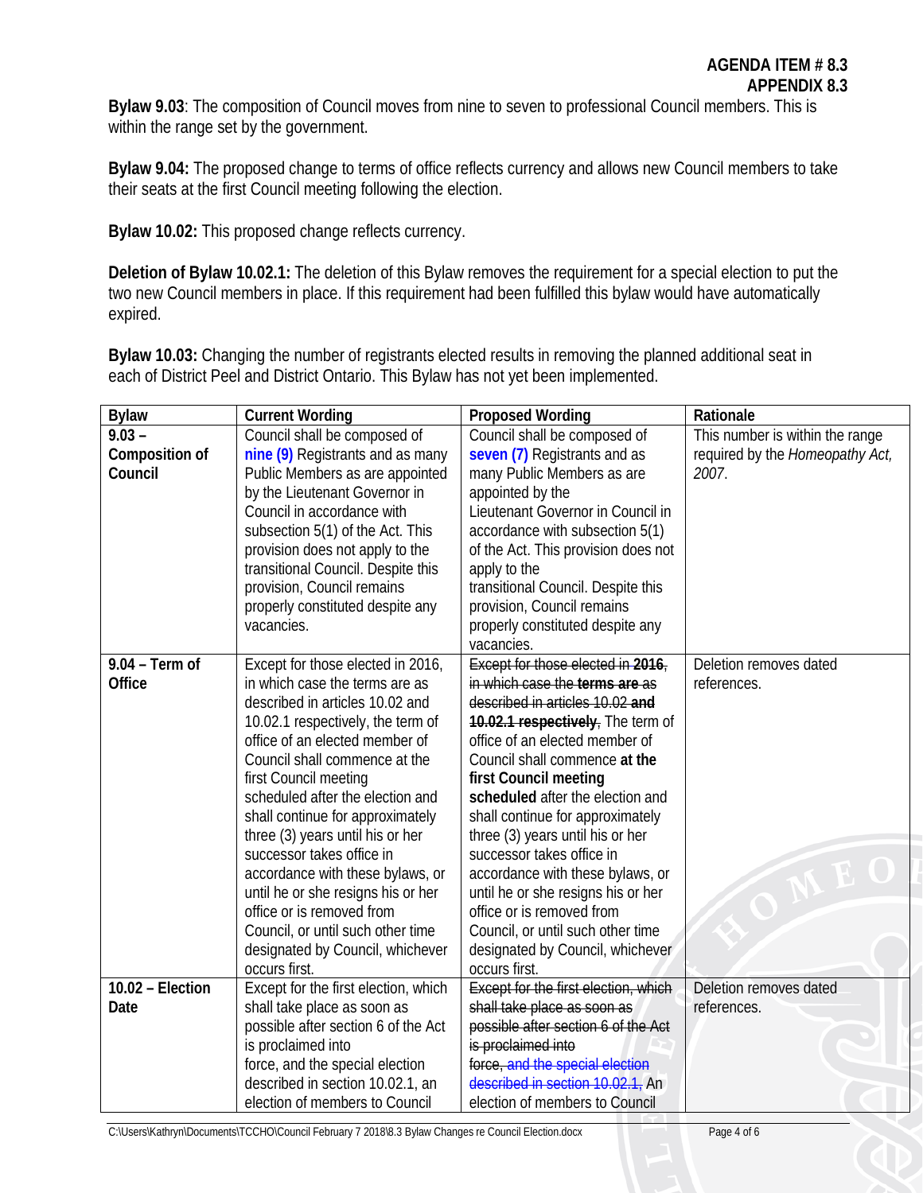**AGENDA ITEM # 8.3**
**APPENDIX 8.3**

**Bylaw 9.03**: The composition of Council moves from nine to seven to professional Council members. This is within the range set by the government.

**Bylaw 9.04:** The proposed change to terms of office reflects currency and allows new Council members to take their seats at the first Council meeting following the election.

**Bylaw 10.02:** This proposed change reflects currency.

**Deletion of Bylaw 10.02.1:** The deletion of this Bylaw removes the requirement for a special election to put the two new Council members in place. If this requirement had been fulfilled this bylaw would have automatically expired.

**Bylaw 10.03:** Changing the number of registrants elected results in removing the planned additional seat in each of District Peel and District Ontario. This Bylaw has not yet been implemented.

| Bylaw | Current Wording | Proposed Wording | Rationale |
|---|---|---|---|
| **9.03 – Composition of Council** | Council shall be composed of **nine (9)** Registrants and as many Public Members as are appointed by the Lieutenant Governor in Council in accordance with subsection 5(1) of the Act. This provision does not apply to the transitional Council. Despite this provision, Council remains properly constituted despite any vacancies. | Council shall be composed of **seven (7)** Registrants and as many Public Members as are appointed by the Lieutenant Governor in Council in accordance with subsection 5(1) of the Act. This provision does not apply to the transitional Council. Despite this provision, Council remains properly constituted despite any vacancies. | This number is within the range required by the *Homeopathy Act, 2007*. |
| **9.04 – Term of Office** | Except for those elected in 2016, in which case the terms are as described in articles 10.02 and 10.02.1 respectively, the term of office of an elected member of Council shall commence at the first Council meeting scheduled after the election and shall continue for approximately three (3) years until his or her successor takes office in accordance with these bylaws, or until he or she resigns his or her office or is removed from Council, or until such other time designated by Council, whichever occurs first. | ~~Except for those elected in **2016**, in which case the **terms are** as described in articles 10.02 **and 10.02.1 respectively**,~~ The term of office of an elected member of Council shall commence **at the first Council meeting scheduled** after the election and shall continue for approximately three (3) years until his or her successor takes office in accordance with these bylaws, or until he or she resigns his or her office or is removed from Council, or until such other time designated by Council, whichever occurs first. | Deletion removes dated references. |
| **10.02 – Election Date** | Except for the first election, which shall take place as soon as possible after section 6 of the Act is proclaimed into force, and the special election described in section 10.02.1, an election of members to Council | ~~Except for the first election, which shall take place as soon as possible after section 6 of the Act is proclaimed into force, and the special election described in section 10.02.1,~~ An election of members to Council | Deletion removes dated references. |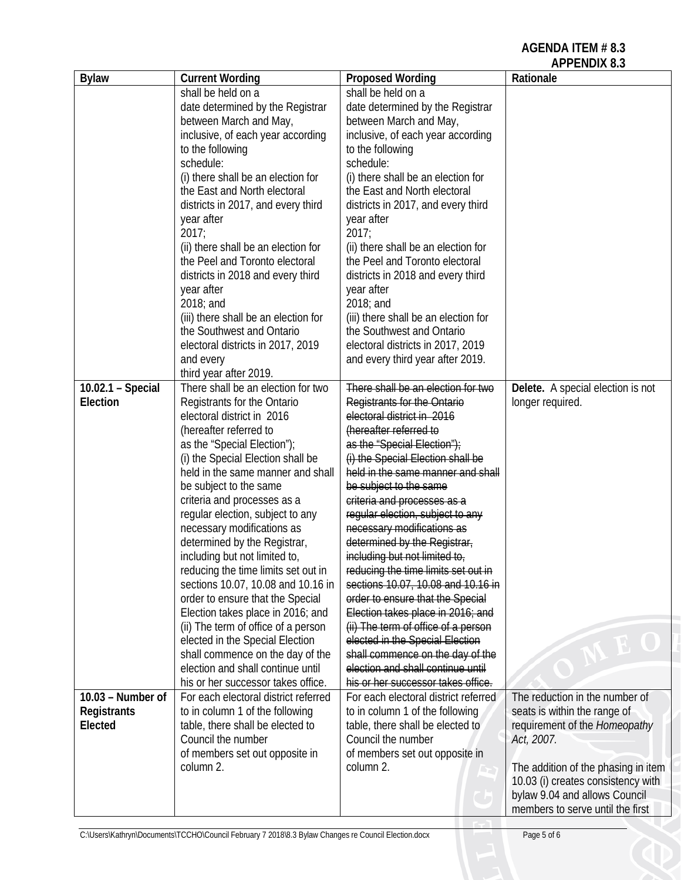**AGENDA ITEM # 8.3**
**APPENDIX 8.3**

| Bylaw | Current Wording | Proposed Wording | Rationale |
|---|---|---|---|
| | shall be held on a date determined by the Registrar between March and May, inclusive, of each year according to the following schedule: (i) there shall be an election for the East and North electoral districts in 2017, and every third year after 2017; (ii) there shall be an election for the Peel and Toronto electoral districts in 2018 and every third year after 2018; and (iii) there shall be an election for the Southwest and Ontario electoral districts in 2017, 2019 and every third year after 2019. | shall be held on a date determined by the Registrar between March and May, inclusive, of each year according to the following schedule: (i) there shall be an election for the East and North electoral districts in 2017, and every third year after 2017; (ii) there shall be an election for the Peel and Toronto electoral districts in 2018 and every third year after 2018; and (iii) there shall be an election for the Southwest and Ontario electoral districts in 2017, 2019 and every third year after 2019. | |
| **10.02.1 – Special Election** | There shall be an election for two Registrants for the Ontario electoral district in 2016 (hereafter referred to as the "Special Election"); (i) the Special Election shall be held in the same manner and shall be subject to the same criteria and processes as a regular election, subject to any necessary modifications as determined by the Registrar, including but not limited to, reducing the time limits set out in sections 10.07, 10.08 and 10.16 in order to ensure that the Special Election takes place in 2016; and (ii) The term of office of a person elected in the Special Election shall commence on the day of the election and shall continue until his or her successor takes office. | ~~There shall be an election for two Registrants for the Ontario electoral district in 2016 (hereafter referred to as the "Special Election"); (i) the Special Election shall be held in the same manner and shall be subject to the same criteria and processes as a regular election, subject to any necessary modifications as determined by the Registrar, including but not limited to, reducing the time limits set out in sections 10.07, 10.08 and 10.16 in order to ensure that the Special Election takes place in 2016; and (ii) The term of office of a person elected in the Special Election shall commence on the day of the election and shall continue until his or her successor takes office.~~ | **Delete.** A special election is not longer required. |
| **10.03 – Number of Registrants Elected** | For each electoral district referred to in column 1 of the following table, there shall be elected to Council the number of members set out opposite in column 2. | For each electoral district referred to in column 1 of the following table, there shall be elected to Council the number of members set out opposite in column 2. | The reduction in the number of seats is within the range of requirement of the *Homeopathy Act, 2007*.<br><br>The addition of the phasing in item 10.03 (i) creates consistency with bylaw 9.04 and allows Council members to serve until the first |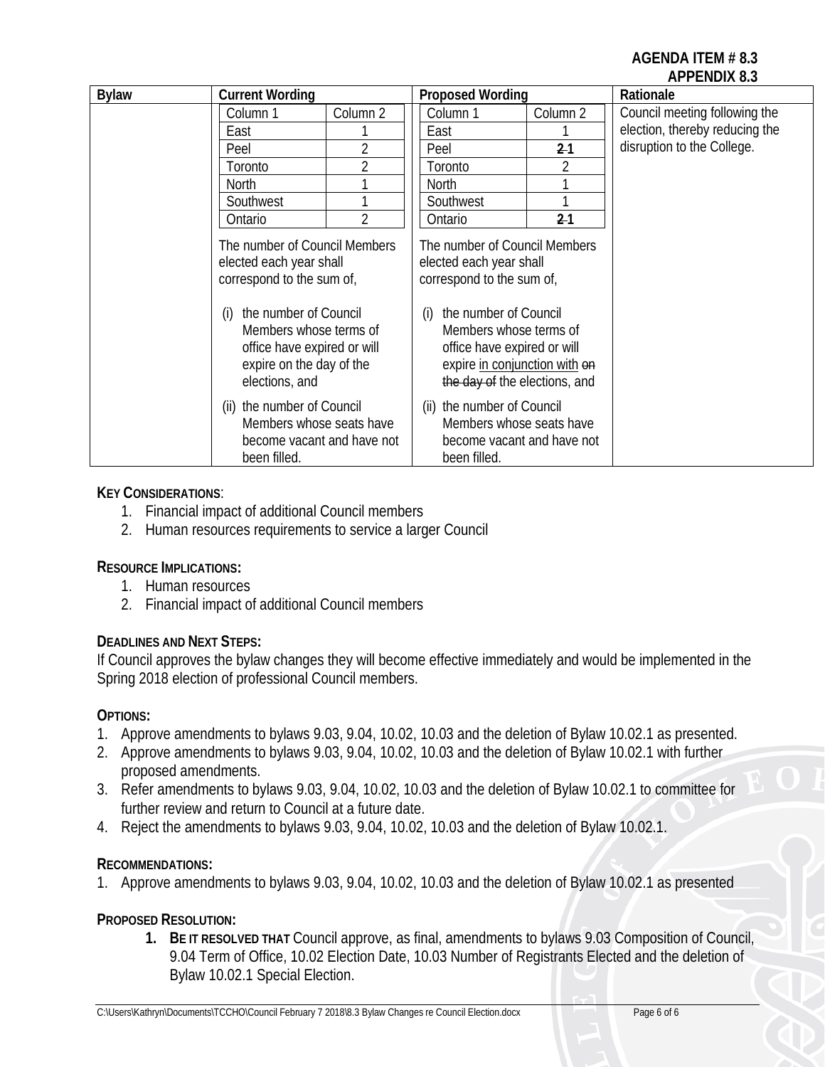**AGENDA ITEM # 8.3**
**APPENDIX 8.3**

| Bylaw | Current Wording | Proposed Wording | Rationale |
|---|---|---|---|
| | Column 1 / Column 2<br>East 1<br>Peel 2<br>Toronto 2<br>North 1<br>Southwest 1<br>Ontario 2<br><br>The number of Council Members elected each year shall correspond to the sum of,<br><br>(i) the number of Council Members whose terms of office have expired or will expire on the day of the elections, and<br><br>(ii) the number of Council Members whose seats have become vacant and have not been filled. | Column 1 / Column 2<br>East 1<br>Peel ~~2~~ 1<br>Toronto 2<br>North 1<br>Southwest 1<br>Ontario ~~2~~ 1<br><br>The number of Council Members elected each year shall correspond to the sum of,<br><br>(i) the number of Council Members whose terms of office have expired or will expire <u>in conjunction with</u> ~~on the day of~~ the elections, and<br><br>(ii) the number of Council Members whose seats have become vacant and have not been filled. | Council meeting following the election, thereby reducing the disruption to the College. |

**KEY CONSIDERATIONS**:

1. Financial impact of additional Council members
2. Human resources requirements to service a larger Council

**RESOURCE IMPLICATIONS:**

1. Human resources
2. Financial impact of additional Council members

**DEADLINES AND NEXT STEPS:**

If Council approves the bylaw changes they will become effective immediately and would be implemented in the Spring 2018 election of professional Council members.

**OPTIONS:**

1. Approve amendments to bylaws 9.03, 9.04, 10.02, 10.03 and the deletion of Bylaw 10.02.1 as presented.
2. Approve amendments to bylaws 9.03, 9.04, 10.02, 10.03 and the deletion of Bylaw 10.02.1 with further proposed amendments.
3. Refer amendments to bylaws 9.03, 9.04, 10.02, 10.03 and the deletion of Bylaw 10.02.1 to committee for further review and return to Council at a future date.
4. Reject the amendments to bylaws 9.03, 9.04, 10.02, 10.03 and the deletion of Bylaw 10.02.1.

**RECOMMENDATIONS:**

1. Approve amendments to bylaws 9.03, 9.04, 10.02, 10.03 and the deletion of Bylaw 10.02.1 as presented

**PROPOSED RESOLUTION:**

1. **BE IT RESOLVED THAT** Council approve, as final, amendments to bylaws 9.03 Composition of Council, 9.04 Term of Office, 10.02 Election Date, 10.03 Number of Registrants Elected and the deletion of Bylaw 10.02.1 Special Election.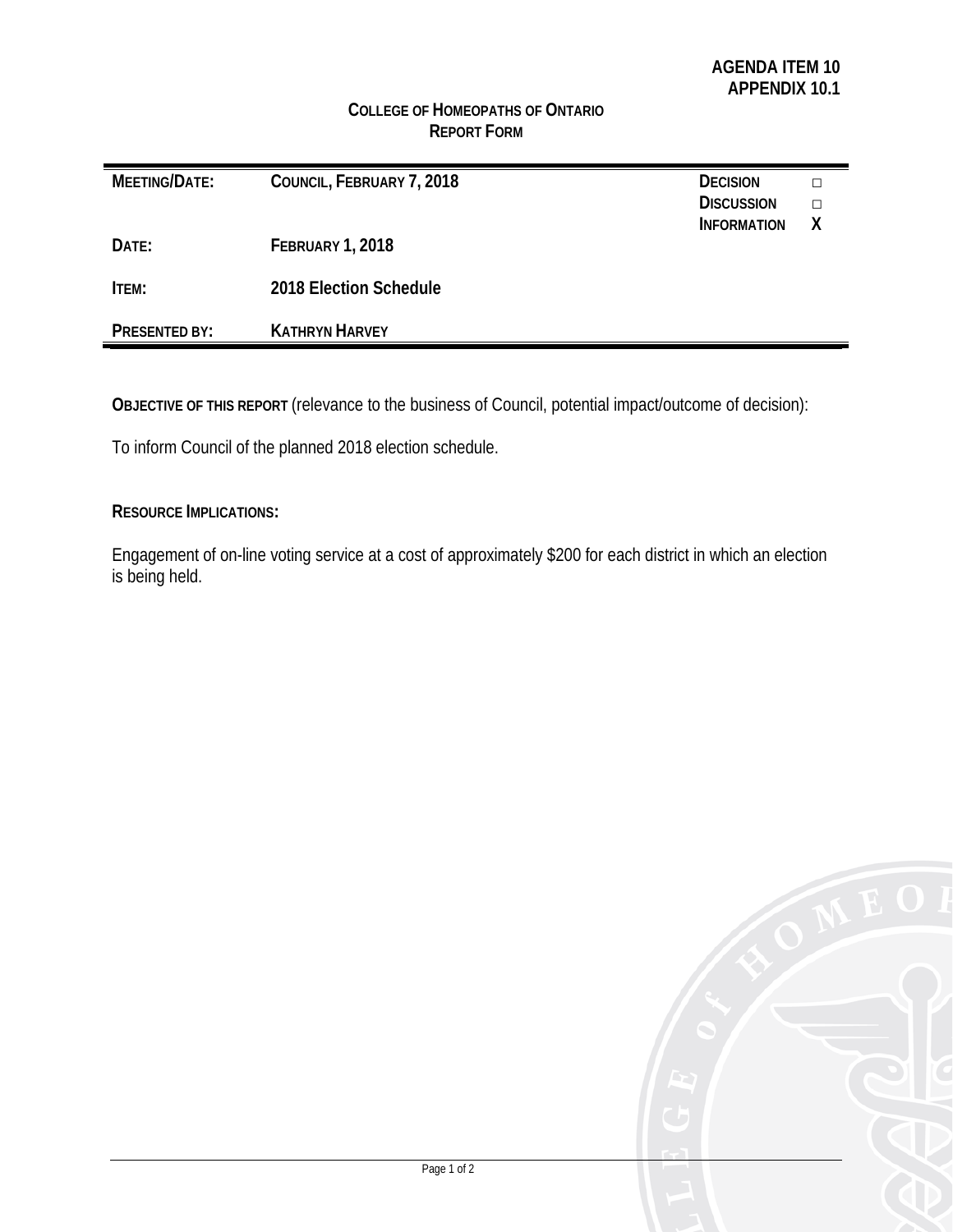**AGENDA ITEM 10**
**APPENDIX 10.1**

**COLLEGE OF HOMEOPATHS OF ONTARIO**
**REPORT FORM**

| | | | |
|---|---|---|---|
| **MEETING/DATE:** | **COUNCIL, FEBRUARY 7, 2018** | **DECISION** | □ |
| | | **DISCUSSION** | □ |
| | | **INFORMATION** | **X** |
| **DATE:** | **FEBRUARY 1, 2018** | | |
| **ITEM:** | **2018 Election Schedule** | | |
| **PRESENTED BY:** | **KATHRYN HARVEY** | | |

**OBJECTIVE OF THIS REPORT** (relevance to the business of Council, potential impact/outcome of decision):

To inform Council of the planned 2018 election schedule.

**RESOURCE IMPLICATIONS:**

Engagement of on-line voting service at a cost of approximately $200 for each district in which an election is being held.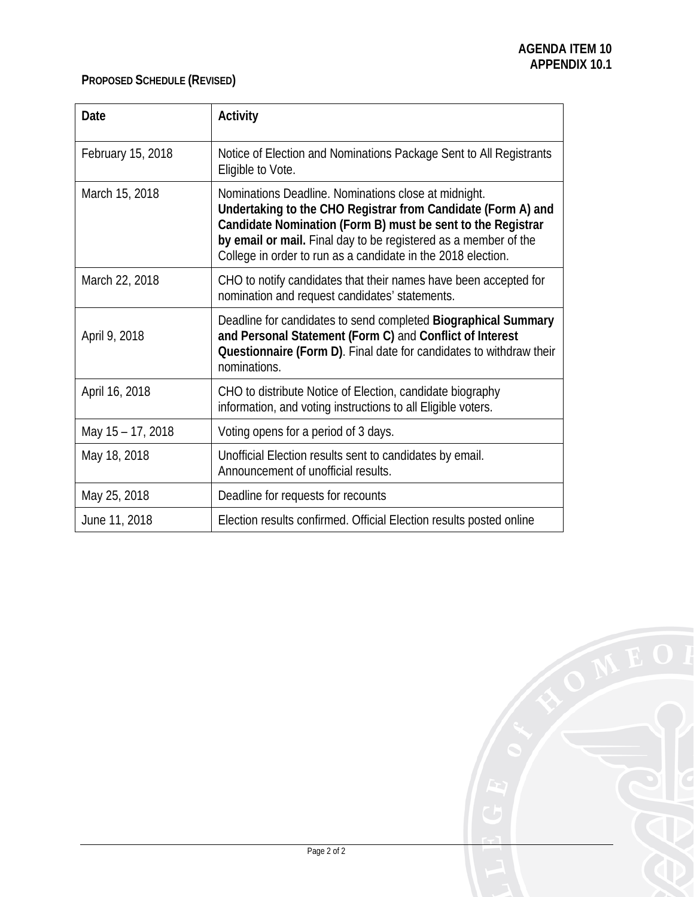**AGENDA ITEM 10**
**APPENDIX 10.1**

**PROPOSED SCHEDULE (REVISED)**

| Date | Activity |
|---|---|
| February 15, 2018 | Notice of Election and Nominations Package Sent to All Registrants Eligible to Vote. |
| March 15, 2018 | Nominations Deadline. Nominations close at midnight. **Undertaking to the CHO Registrar from Candidate (Form A) and Candidate Nomination (Form B) must be sent to the Registrar by email or mail.** Final day to be registered as a member of the College in order to run as a candidate in the 2018 election. |
| March 22, 2018 | CHO to notify candidates that their names have been accepted for nomination and request candidates' statements. |
| April 9, 2018 | Deadline for candidates to send completed **Biographical Summary and Personal Statement (Form C)** and **Conflict of Interest Questionnaire (Form D)**. Final date for candidates to withdraw their nominations. |
| April 16, 2018 | CHO to distribute Notice of Election, candidate biography information, and voting instructions to all Eligible voters. |
| May 15 – 17, 2018 | Voting opens for a period of 3 days. |
| May 18, 2018 | Unofficial Election results sent to candidates by email. Announcement of unofficial results. |
| May 25, 2018 | Deadline for requests for recounts |
| June 11, 2018 | Election results confirmed. Official Election results posted online |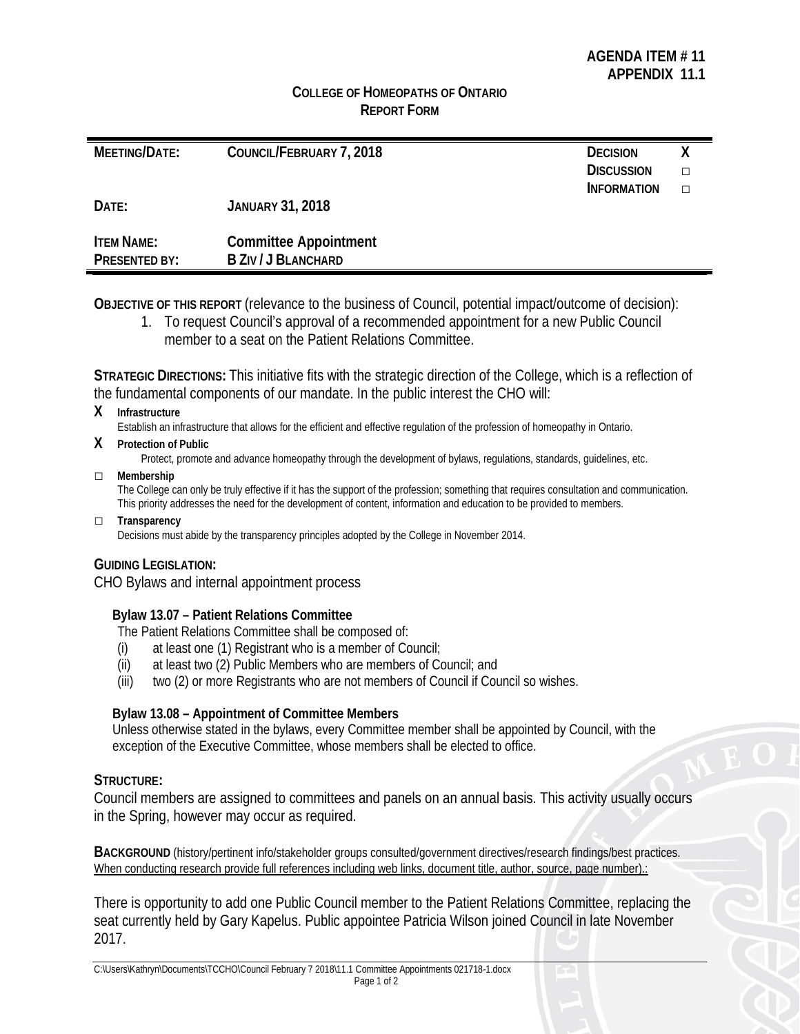**AGENDA ITEM # 11**
**APPENDIX 11.1**

**COLLEGE OF HOMEOPATHS OF ONTARIO**
**REPORT FORM**

| | | | |
|---|---|---|---|
| **MEETING/DATE:** | **COUNCIL/FEBRUARY 7, 2018** | **DECISION** | **X** |
| | | **DISCUSSION** | □ |
| | | **INFORMATION** | □ |
| **DATE:** | **JANUARY 31, 2018** | | |
| **ITEM NAME:** | **Committee Appointment** | | |
| **PRESENTED BY:** | **B ZIV / J BLANCHARD** | | |

**OBJECTIVE OF THIS REPORT** (relevance to the business of Council, potential impact/outcome of decision):

1. To request Council's approval of a recommended appointment for a new Public Council member to a seat on the Patient Relations Committee.

**STRATEGIC DIRECTIONS:** This initiative fits with the strategic direction of the College, which is a reflection of the fundamental components of our mandate. In the public interest the CHO will:

**X** **Infrastructure**
Establish an infrastructure that allows for the efficient and effective regulation of the profession of homeopathy in Ontario.

**X** **Protection of Public**
Protect, promote and advance homeopathy through the development of bylaws, regulations, standards, guidelines, etc.

□ **Membership**
The College can only be truly effective if it has the support of the profession; something that requires consultation and communication. This priority addresses the need for the development of content, information and education to be provided to members.

□ **Transparency**
Decisions must abide by the transparency principles adopted by the College in November 2014.

**GUIDING LEGISLATION:**
CHO Bylaws and internal appointment process

**Bylaw 13.07 – Patient Relations Committee**
The Patient Relations Committee shall be composed of:
(i) at least one (1) Registrant who is a member of Council;
(ii) at least two (2) Public Members who are members of Council; and
(iii) two (2) or more Registrants who are not members of Council if Council so wishes.

**Bylaw 13.08 – Appointment of Committee Members**
Unless otherwise stated in the bylaws, every Committee member shall be appointed by Council, with the exception of the Executive Committee, whose members shall be elected to office.

**STRUCTURE:**
Council members are assigned to committees and panels on an annual basis. This activity usually occurs in the Spring, however may occur as required.

**BACKGROUND** (history/pertinent info/stakeholder groups consulted/government directives/research findings/best practices. When conducting research provide full references including web links, document title, author, source, page number).:

There is opportunity to add one Public Council member to the Patient Relations Committee, replacing the seat currently held by Gary Kapelus. Public appointee Patricia Wilson joined Council in late November 2017.

C:\Users\Kathryn\Documents\TCCHO\Council February 7 2018\11.1 Committee Appointments 021718-1.docx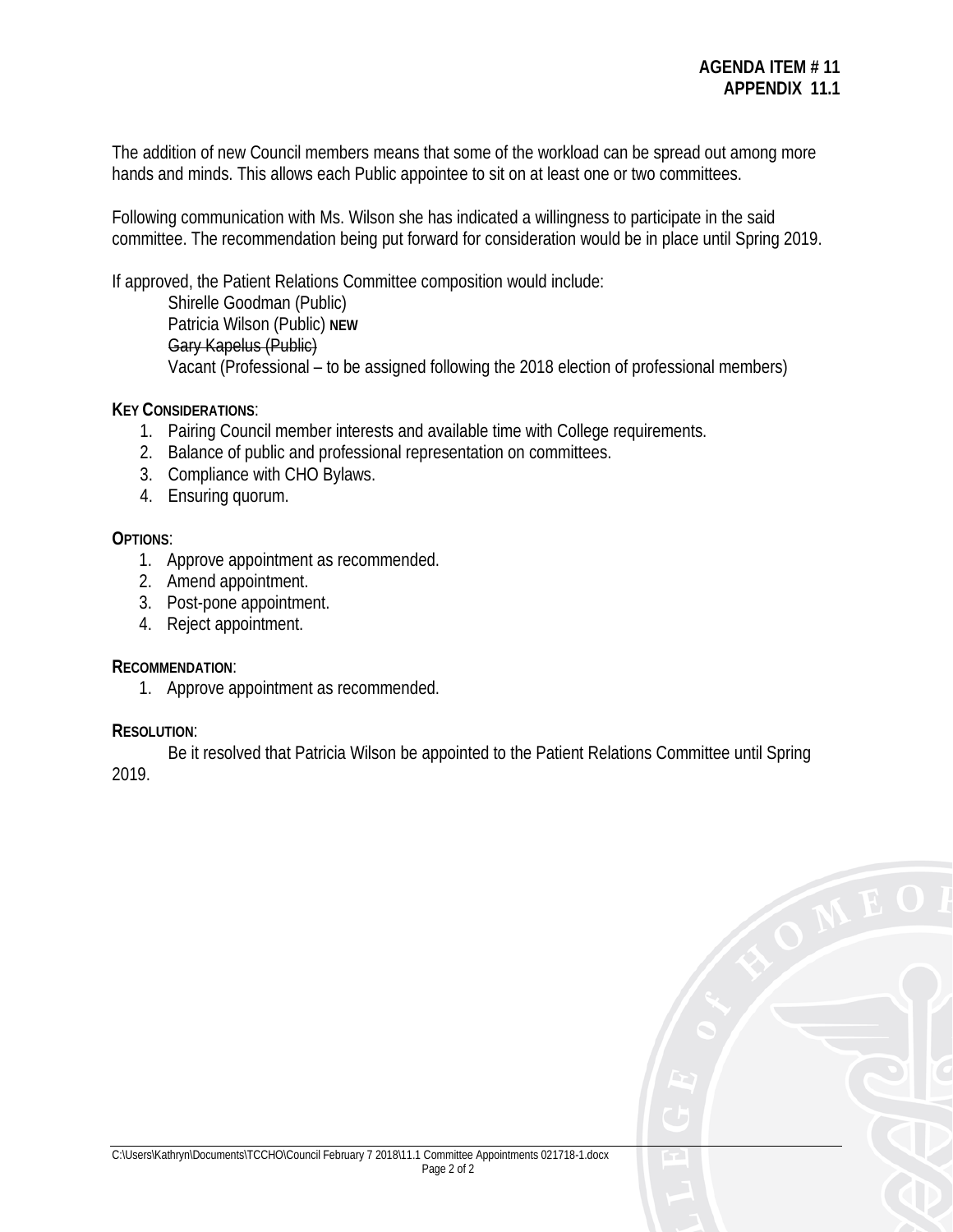**AGENDA ITEM # 11**
**APPENDIX 11.1**

The addition of new Council members means that some of the workload can be spread out among more hands and minds. This allows each Public appointee to sit on at least one or two committees.

Following communication with Ms. Wilson she has indicated a willingness to participate in the said committee. The recommendation being put forward for consideration would be in place until Spring 2019.

If approved, the Patient Relations Committee composition would include:

Shirelle Goodman (Public)
Patricia Wilson (Public) **NEW**
~~Gary Kapelus (Public)~~
Vacant (Professional – to be assigned following the 2018 election of professional members)

**KEY CONSIDERATIONS**:

1. Pairing Council member interests and available time with College requirements.
2. Balance of public and professional representation on committees.
3. Compliance with CHO Bylaws.
4. Ensuring quorum.

**OPTIONS**:

1. Approve appointment as recommended.
2. Amend appointment.
3. Post-pone appointment.
4. Reject appointment.

**RECOMMENDATION**:

1. Approve appointment as recommended.

**RESOLUTION**:

Be it resolved that Patricia Wilson be appointed to the Patient Relations Committee until Spring 2019.

C:\Users\Kathryn\Documents\TCCHO\Council February 7 2018\11.1 Committee Appointments 021718-1.docx